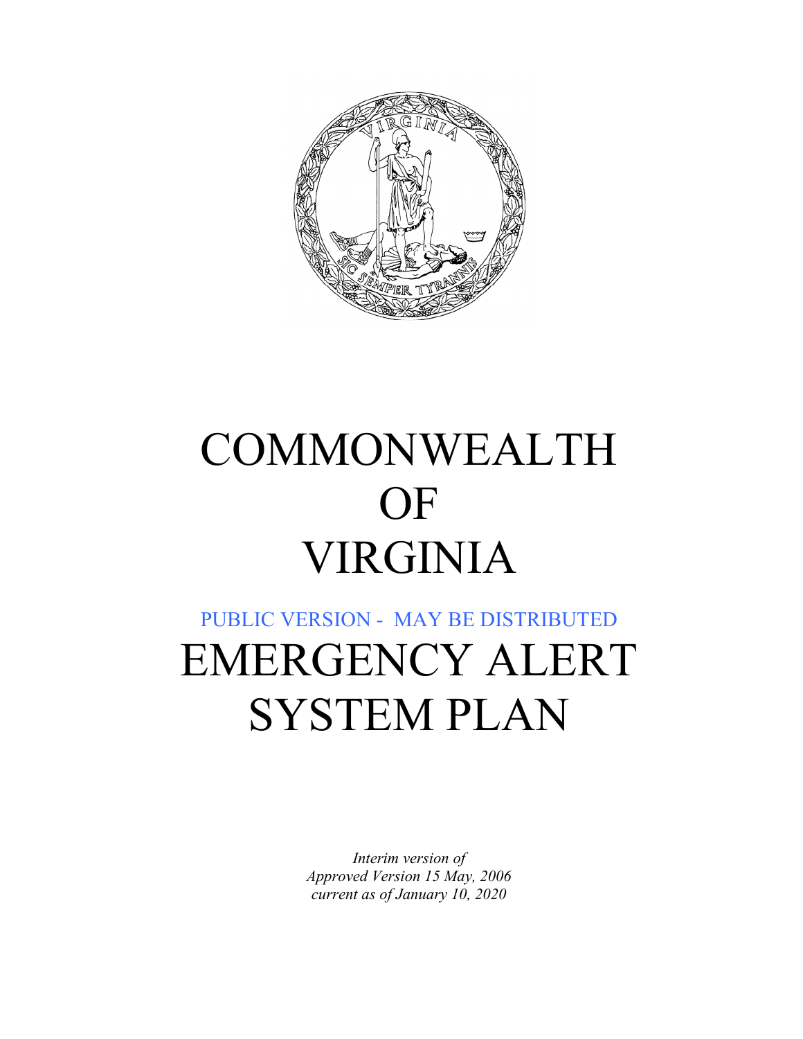# COMMONWEALTH OF VIRGINIA

PUBLIC VERSION - MAY BE DISTRIBUTED

# EMERGENCY ALERT SYSTEM PLAN

*Interim version of*
*Approved Version 15 May, 2006*
*current as of January 10, 2020*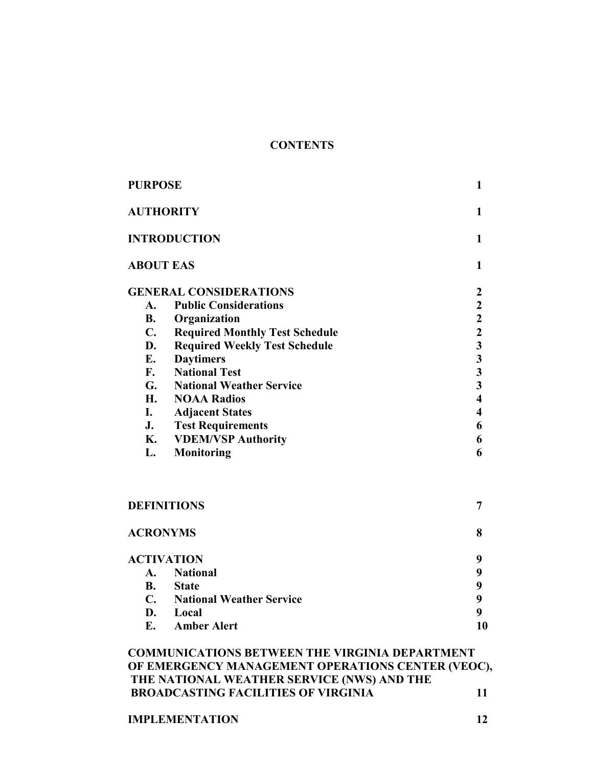# CONTENTS

| | | |
|---|---|---|
| **PURPOSE** | | **1** |
| **AUTHORITY** | | **1** |
| **INTRODUCTION** | | **1** |
| **ABOUT EAS** | | **1** |
| **GENERAL CONSIDERATIONS** | | **2** |
| **A.** | **Public Considerations** | **2** |
| **B.** | **Organization** | **2** |
| **C.** | **Required Monthly Test Schedule** | **2** |
| **D.** | **Required Weekly Test Schedule** | **3** |
| **E.** | **Daytimers** | **3** |
| **F.** | **National Test** | **3** |
| **G.** | **National Weather Service** | **3** |
| **H.** | **NOAA Radios** | **4** |
| **I.** | **Adjacent States** | **4** |
| **J.** | **Test Requirements** | **6** |
| **K.** | **VDEM/VSP Authority** | **6** |
| **L.** | **Monitoring** | **6** |
| **DEFINITIONS** | | **7** |
| **ACRONYMS** | | **8** |
| **ACTIVATION** | | **9** |
| **A.** | **National** | **9** |
| **B.** | **State** | **9** |
| **C.** | **National Weather Service** | **9** |
| **D.** | **Local** | **9** |
| **E.** | **Amber Alert** | **10** |
| **COMMUNICATIONS BETWEEN THE VIRGINIA DEPARTMENT OF EMERGENCY MANAGEMENT OPERATIONS CENTER (VEOC), THE NATIONAL WEATHER SERVICE (NWS) AND THE BROADCASTING FACILITIES OF VIRGINIA** | | **11** |
| **IMPLEMENTATION** | | **12** |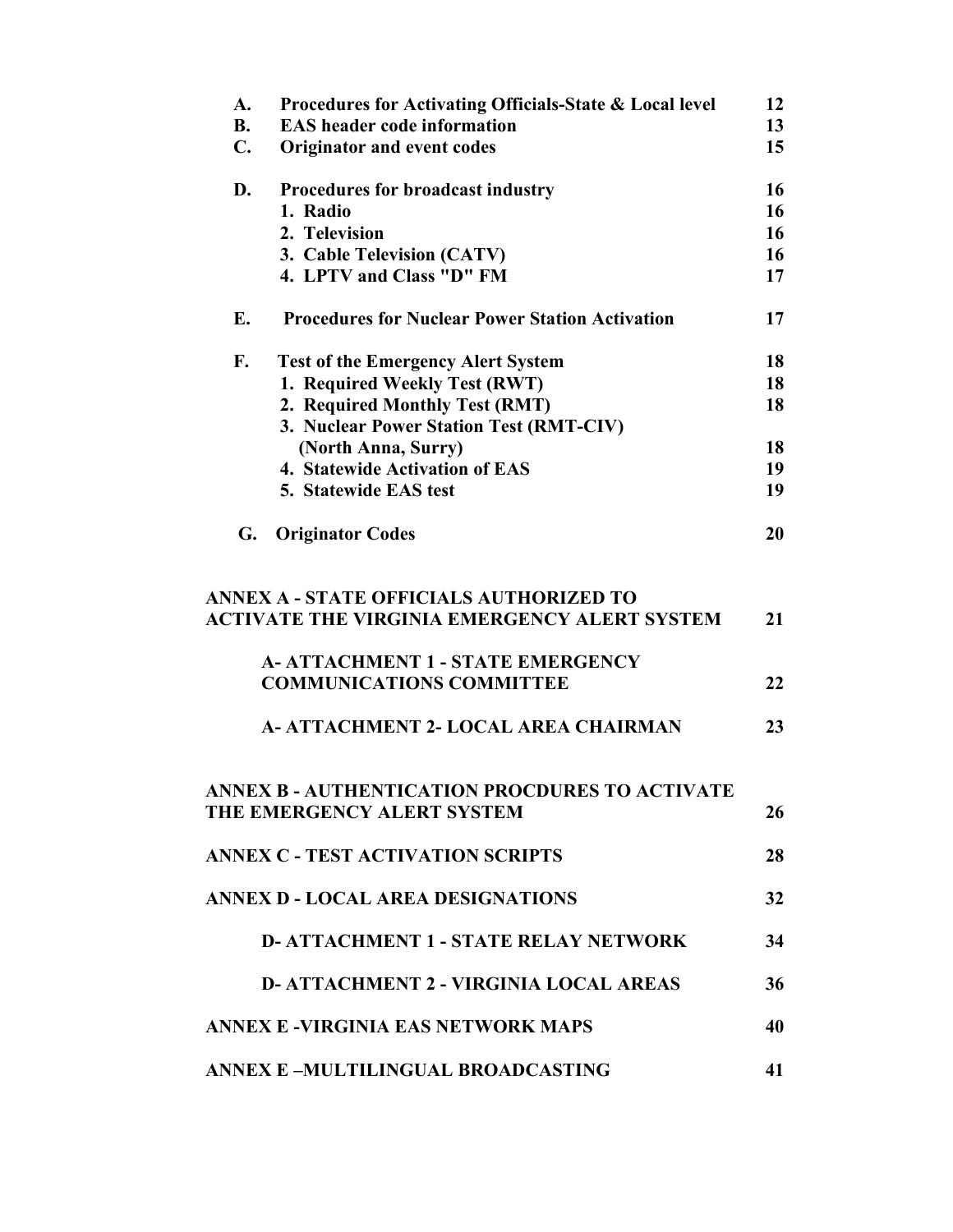| | | |
|---|---|---|
| **A.** | **Procedures for Activating Officials-State & Local level** | **12** |
| **B.** | **EAS header code information** | **13** |
| **C.** | **Originator and event codes** | **15** |
| **D.** | **Procedures for broadcast industry** | **16** |
| | **1. Radio** | **16** |
| | **2. Television** | **16** |
| | **3. Cable Television (CATV)** | **16** |
| | **4. LPTV and Class "D" FM** | **17** |
| **E.** | **Procedures for Nuclear Power Station Activation** | **17** |
| **F.** | **Test of the Emergency Alert System** | **18** |
| | **1. Required Weekly Test (RWT)** | **18** |
| | **2. Required Monthly Test (RMT)** | **18** |
| | **3. Nuclear Power Station Test (RMT-CIV) (North Anna, Surry)** | **18** |
| | **4. Statewide Activation of EAS** | **19** |
| | **5. Statewide EAS test** | **19** |
| **G.** | **Originator Codes** | **20** |

| | |
|---|---|
| **ANNEX A - STATE OFFICIALS AUTHORIZED TO ACTIVATE THE VIRGINIA EMERGENCY ALERT SYSTEM** | **21** |
| **A- ATTACHMENT 1 - STATE EMERGENCY COMMUNICATIONS COMMITTEE** | **22** |
| **A- ATTACHMENT 2- LOCAL AREA CHAIRMAN** | **23** |
| **ANNEX B - AUTHENTICATION PROCDURES TO ACTIVATE THE EMERGENCY ALERT SYSTEM** | **26** |
| **ANNEX C - TEST ACTIVATION SCRIPTS** | **28** |
| **ANNEX D - LOCAL AREA DESIGNATIONS** | **32** |
| **D- ATTACHMENT 1 - STATE RELAY NETWORK** | **34** |
| **D- ATTACHMENT 2 - VIRGINIA LOCAL AREAS** | **36** |
| **ANNEX E -VIRGINIA EAS NETWORK MAPS** | **40** |
| **ANNEX E –MULTILINGUAL BROADCASTING** | **41** |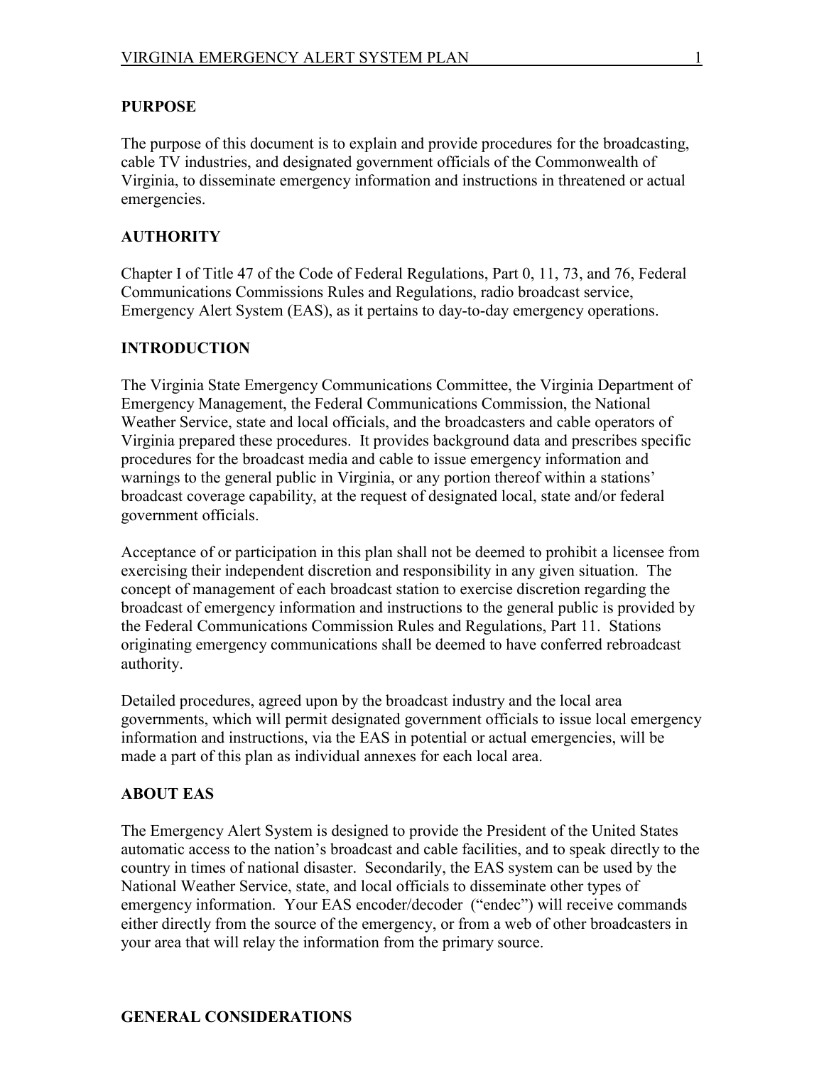## PURPOSE

The purpose of this document is to explain and provide procedures for the broadcasting, cable TV industries, and designated government officials of the Commonwealth of Virginia, to disseminate emergency information and instructions in threatened or actual emergencies.

## AUTHORITY

Chapter I of Title 47 of the Code of Federal Regulations, Part 0, 11, 73, and 76, Federal Communications Commissions Rules and Regulations, radio broadcast service, Emergency Alert System (EAS), as it pertains to day-to-day emergency operations.

## INTRODUCTION

The Virginia State Emergency Communications Committee, the Virginia Department of Emergency Management, the Federal Communications Commission, the National Weather Service, state and local officials, and the broadcasters and cable operators of Virginia prepared these procedures. It provides background data and prescribes specific procedures for the broadcast media and cable to issue emergency information and warnings to the general public in Virginia, or any portion thereof within a stations' broadcast coverage capability, at the request of designated local, state and/or federal government officials.

Acceptance of or participation in this plan shall not be deemed to prohibit a licensee from exercising their independent discretion and responsibility in any given situation. The concept of management of each broadcast station to exercise discretion regarding the broadcast of emergency information and instructions to the general public is provided by the Federal Communications Commission Rules and Regulations, Part 11. Stations originating emergency communications shall be deemed to have conferred rebroadcast authority.

Detailed procedures, agreed upon by the broadcast industry and the local area governments, which will permit designated government officials to issue local emergency information and instructions, via the EAS in potential or actual emergencies, will be made a part of this plan as individual annexes for each local area.

## ABOUT EAS

The Emergency Alert System is designed to provide the President of the United States automatic access to the nation's broadcast and cable facilities, and to speak directly to the country in times of national disaster. Secondarily, the EAS system can be used by the National Weather Service, state, and local officials to disseminate other types of emergency information. Your EAS encoder/decoder ("endec") will receive commands either directly from the source of the emergency, or from a web of other broadcasters in your area that will relay the information from the primary source.

## GENERAL CONSIDERATIONS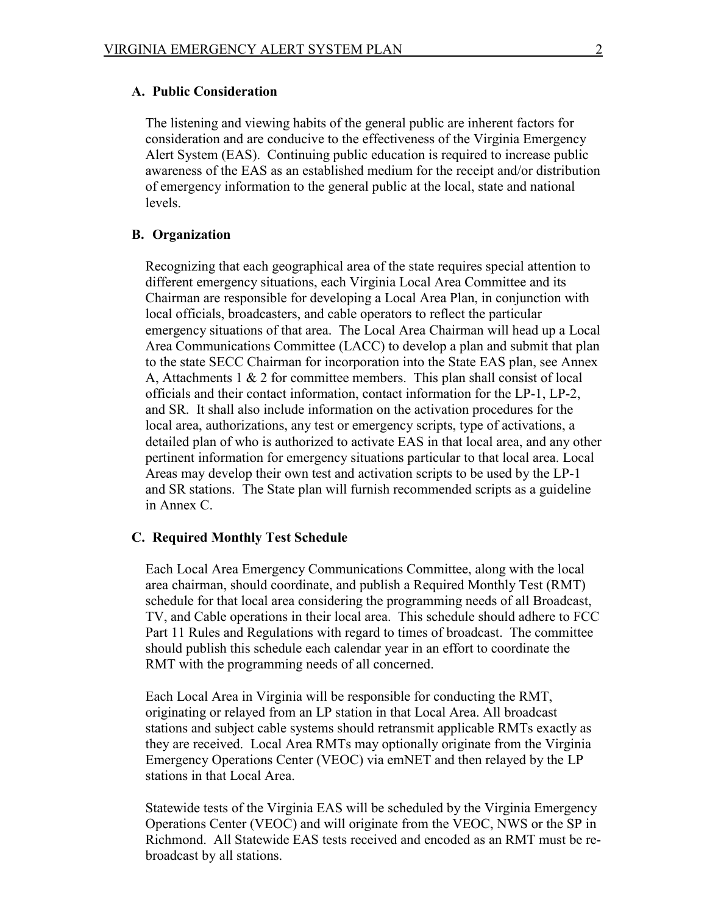### A. Public Consideration

The listening and viewing habits of the general public are inherent factors for consideration and are conducive to the effectiveness of the Virginia Emergency Alert System (EAS). Continuing public education is required to increase public awareness of the EAS as an established medium for the receipt and/or distribution of emergency information to the general public at the local, state and national levels.

### B. Organization

Recognizing that each geographical area of the state requires special attention to different emergency situations, each Virginia Local Area Committee and its Chairman are responsible for developing a Local Area Plan, in conjunction with local officials, broadcasters, and cable operators to reflect the particular emergency situations of that area. The Local Area Chairman will head up a Local Area Communications Committee (LACC) to develop a plan and submit that plan to the state SECC Chairman for incorporation into the State EAS plan, see Annex A, Attachments 1 & 2 for committee members. This plan shall consist of local officials and their contact information, contact information for the LP-1, LP-2, and SR. It shall also include information on the activation procedures for the local area, authorizations, any test or emergency scripts, type of activations, a detailed plan of who is authorized to activate EAS in that local area, and any other pertinent information for emergency situations particular to that local area. Local Areas may develop their own test and activation scripts to be used by the LP-1 and SR stations. The State plan will furnish recommended scripts as a guideline in Annex C.

### C. Required Monthly Test Schedule

Each Local Area Emergency Communications Committee, along with the local area chairman, should coordinate, and publish a Required Monthly Test (RMT) schedule for that local area considering the programming needs of all Broadcast, TV, and Cable operations in their local area. This schedule should adhere to FCC Part 11 Rules and Regulations with regard to times of broadcast. The committee should publish this schedule each calendar year in an effort to coordinate the RMT with the programming needs of all concerned.

Each Local Area in Virginia will be responsible for conducting the RMT, originating or relayed from an LP station in that Local Area. All broadcast stations and subject cable systems should retransmit applicable RMTs exactly as they are received. Local Area RMTs may optionally originate from the Virginia Emergency Operations Center (VEOC) via emNET and then relayed by the LP stations in that Local Area.

Statewide tests of the Virginia EAS will be scheduled by the Virginia Emergency Operations Center (VEOC) and will originate from the VEOC, NWS or the SP in Richmond. All Statewide EAS tests received and encoded as an RMT must be re-broadcast by all stations.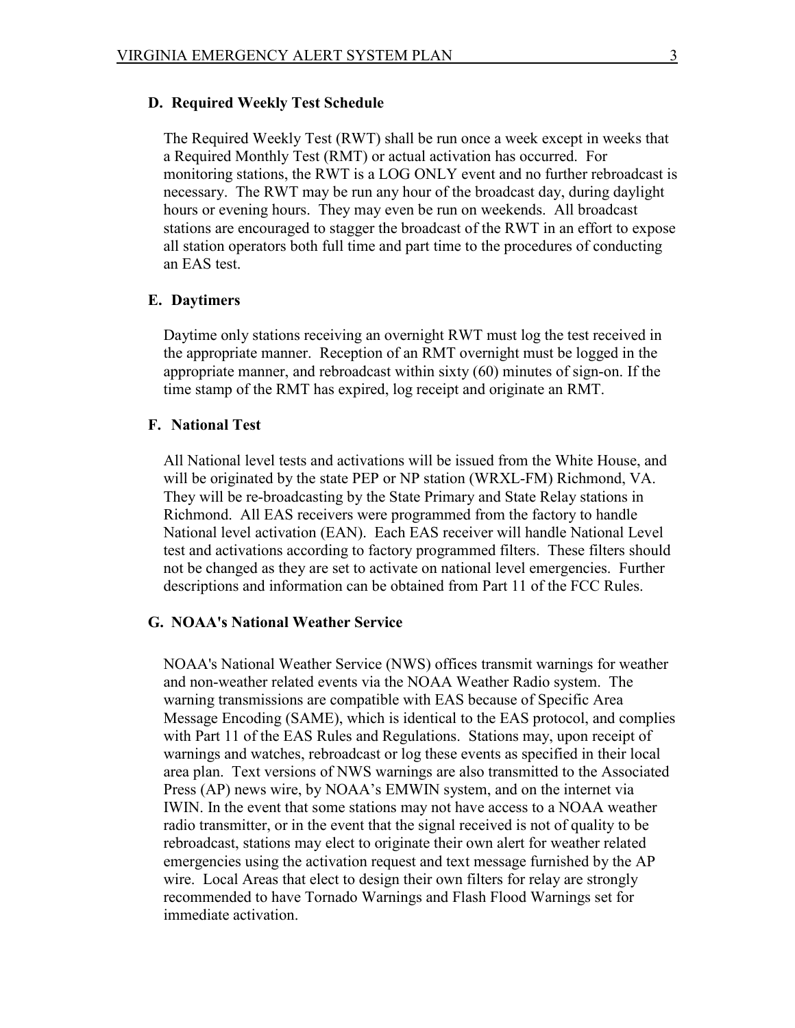### D. Required Weekly Test Schedule

The Required Weekly Test (RWT) shall be run once a week except in weeks that a Required Monthly Test (RMT) or actual activation has occurred. For monitoring stations, the RWT is a LOG ONLY event and no further rebroadcast is necessary. The RWT may be run any hour of the broadcast day, during daylight hours or evening hours. They may even be run on weekends. All broadcast stations are encouraged to stagger the broadcast of the RWT in an effort to expose all station operators both full time and part time to the procedures of conducting an EAS test.

### E. Daytimers

Daytime only stations receiving an overnight RWT must log the test received in the appropriate manner. Reception of an RMT overnight must be logged in the appropriate manner, and rebroadcast within sixty (60) minutes of sign-on. If the time stamp of the RMT has expired, log receipt and originate an RMT.

### F. National Test

All National level tests and activations will be issued from the White House, and will be originated by the state PEP or NP station (WRXL-FM) Richmond, VA. They will be re-broadcasting by the State Primary and State Relay stations in Richmond. All EAS receivers were programmed from the factory to handle National level activation (EAN). Each EAS receiver will handle National Level test and activations according to factory programmed filters. These filters should not be changed as they are set to activate on national level emergencies. Further descriptions and information can be obtained from Part 11 of the FCC Rules.

### G. NOAA's National Weather Service

NOAA's National Weather Service (NWS) offices transmit warnings for weather and non-weather related events via the NOAA Weather Radio system. The warning transmissions are compatible with EAS because of Specific Area Message Encoding (SAME), which is identical to the EAS protocol, and complies with Part 11 of the EAS Rules and Regulations. Stations may, upon receipt of warnings and watches, rebroadcast or log these events as specified in their local area plan. Text versions of NWS warnings are also transmitted to the Associated Press (AP) news wire, by NOAA's EMWIN system, and on the internet via IWIN. In the event that some stations may not have access to a NOAA weather radio transmitter, or in the event that the signal received is not of quality to be rebroadcast, stations may elect to originate their own alert for weather related emergencies using the activation request and text message furnished by the AP wire. Local Areas that elect to design their own filters for relay are strongly recommended to have Tornado Warnings and Flash Flood Warnings set for immediate activation.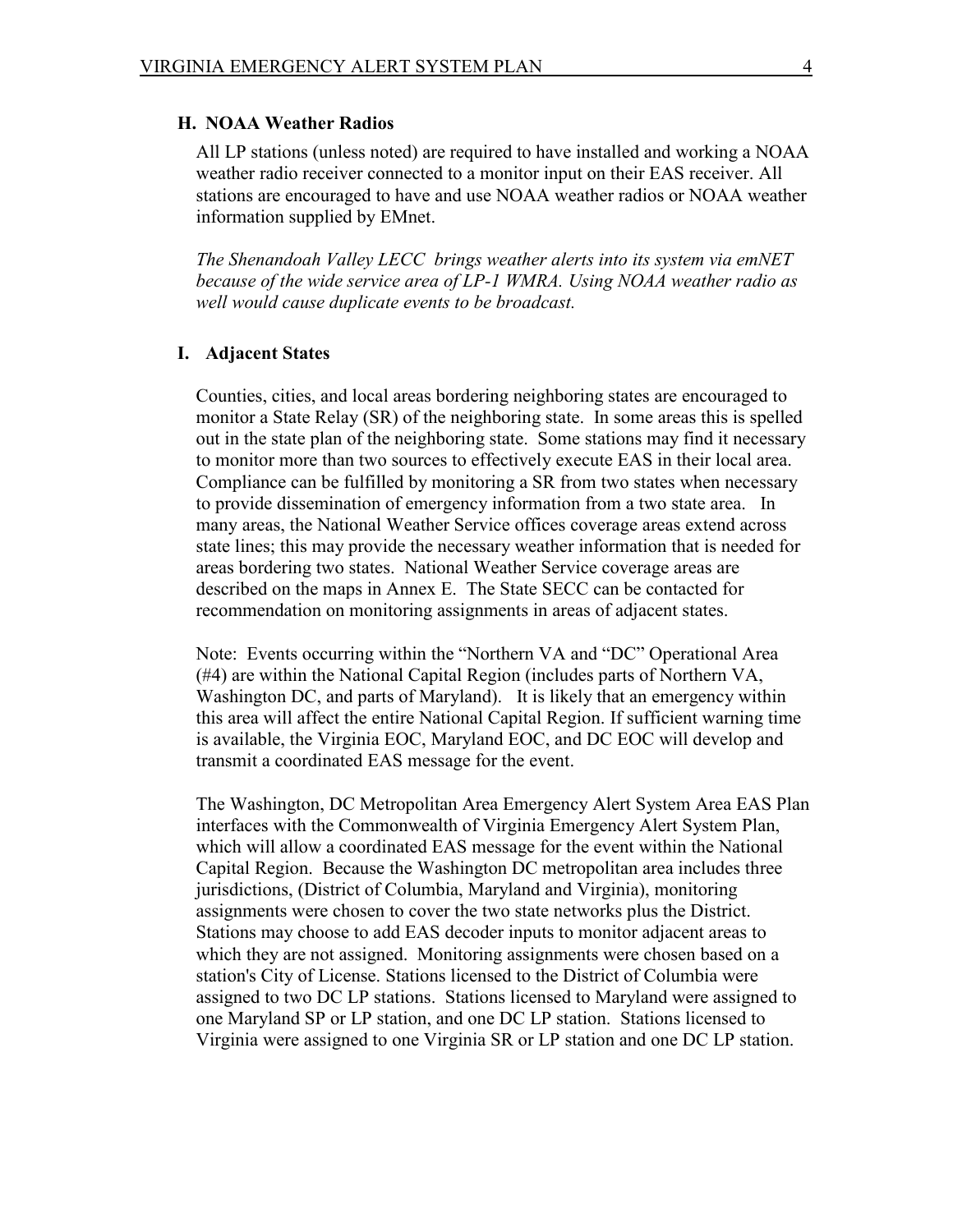### H. NOAA Weather Radios

All LP stations (unless noted) are required to have installed and working a NOAA weather radio receiver connected to a monitor input on their EAS receiver. All stations are encouraged to have and use NOAA weather radios or NOAA weather information supplied by EMnet.

*The Shenandoah Valley LECC brings weather alerts into its system via emNET because of the wide service area of LP-1 WMRA. Using NOAA weather radio as well would cause duplicate events to be broadcast.*

### I. Adjacent States

Counties, cities, and local areas bordering neighboring states are encouraged to monitor a State Relay (SR) of the neighboring state. In some areas this is spelled out in the state plan of the neighboring state. Some stations may find it necessary to monitor more than two sources to effectively execute EAS in their local area. Compliance can be fulfilled by monitoring a SR from two states when necessary to provide dissemination of emergency information from a two state area. In many areas, the National Weather Service offices coverage areas extend across state lines; this may provide the necessary weather information that is needed for areas bordering two states. National Weather Service coverage areas are described on the maps in Annex E. The State SECC can be contacted for recommendation on monitoring assignments in areas of adjacent states.

Note: Events occurring within the "Northern VA and "DC" Operational Area (#4) are within the National Capital Region (includes parts of Northern VA, Washington DC, and parts of Maryland). It is likely that an emergency within this area will affect the entire National Capital Region. If sufficient warning time is available, the Virginia EOC, Maryland EOC, and DC EOC will develop and transmit a coordinated EAS message for the event.

The Washington, DC Metropolitan Area Emergency Alert System Area EAS Plan interfaces with the Commonwealth of Virginia Emergency Alert System Plan, which will allow a coordinated EAS message for the event within the National Capital Region. Because the Washington DC metropolitan area includes three jurisdictions, (District of Columbia, Maryland and Virginia), monitoring assignments were chosen to cover the two state networks plus the District. Stations may choose to add EAS decoder inputs to monitor adjacent areas to which they are not assigned. Monitoring assignments were chosen based on a station's City of License. Stations licensed to the District of Columbia were assigned to two DC LP stations. Stations licensed to Maryland were assigned to one Maryland SP or LP station, and one DC LP station. Stations licensed to Virginia were assigned to one Virginia SR or LP station and one DC LP station.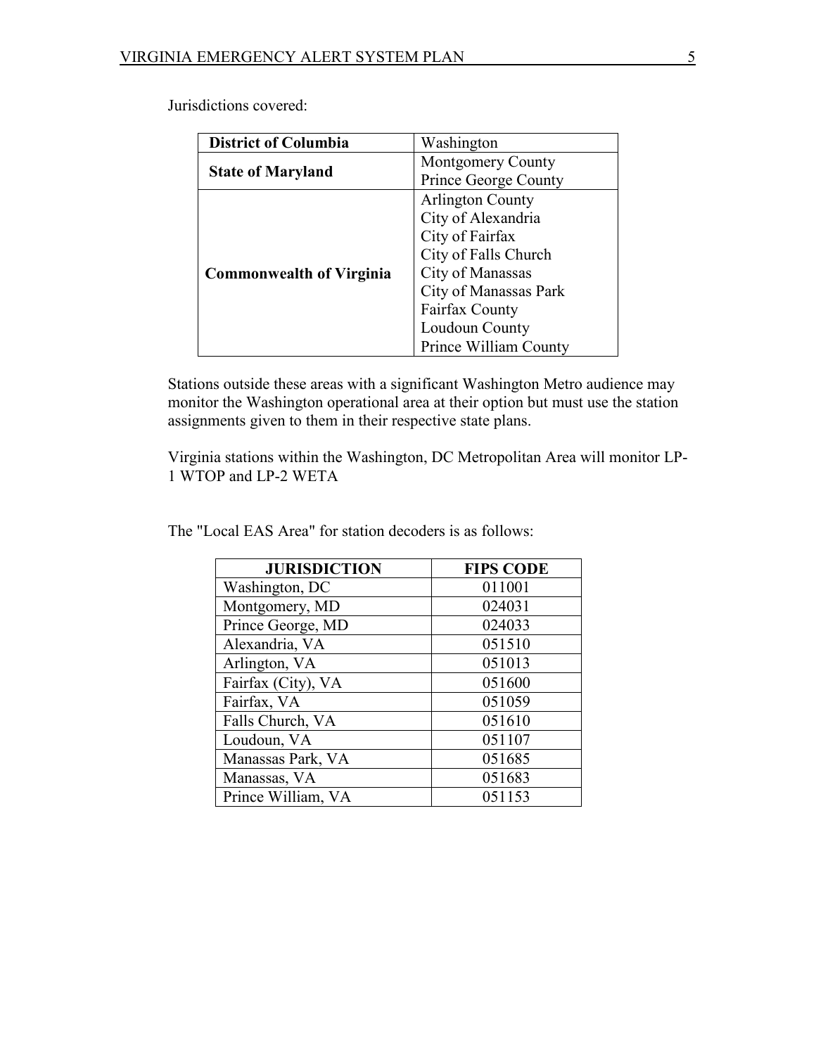Jurisdictions covered:

| **District of Columbia** | Washington |
|---|---|
| **State of Maryland** | Montgomery County<br>Prince George County |
| **Commonwealth of Virginia** | Arlington County<br>City of Alexandria<br>City of Fairfax<br>City of Falls Church<br>City of Manassas<br>City of Manassas Park<br>Fairfax County<br>Loudoun County<br>Prince William County |

Stations outside these areas with a significant Washington Metro audience may monitor the Washington operational area at their option but must use the station assignments given to them in their respective state plans.

Virginia stations within the Washington, DC Metropolitan Area will monitor LP-1 WTOP and LP-2 WETA

The "Local EAS Area" for station decoders is as follows:

| JURISDICTION | FIPS CODE |
|---|---|
| Washington, DC | 011001 |
| Montgomery, MD | 024031 |
| Prince George, MD | 024033 |
| Alexandria, VA | 051510 |
| Arlington, VA | 051013 |
| Fairfax (City), VA | 051600 |
| Fairfax, VA | 051059 |
| Falls Church, VA | 051610 |
| Loudoun, VA | 051107 |
| Manassas Park, VA | 051685 |
| Manassas, VA | 051683 |
| Prince William, VA | 051153 |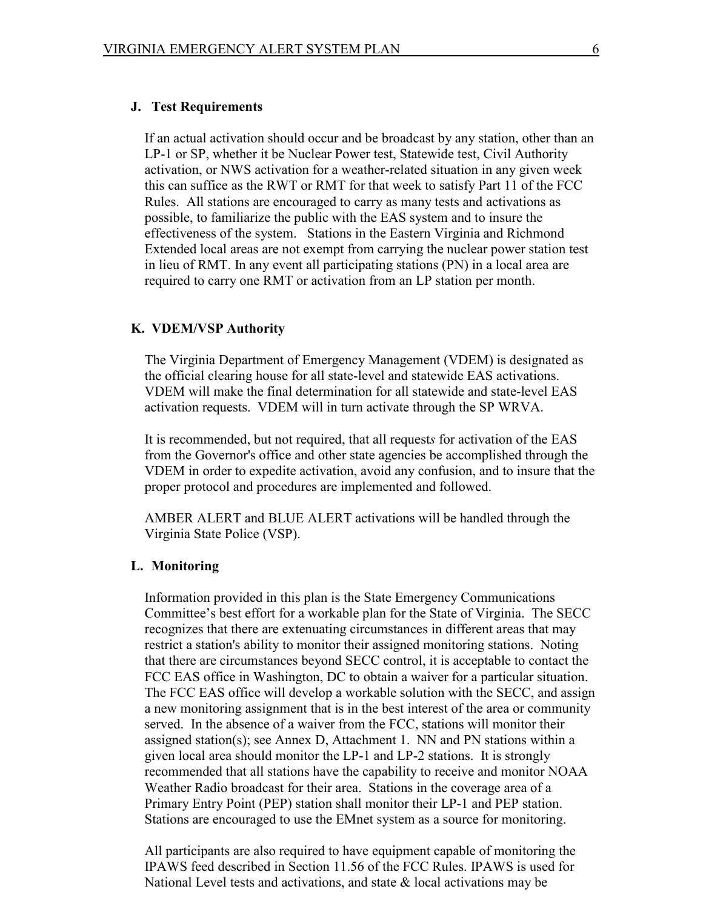### J. Test Requirements

If an actual activation should occur and be broadcast by any station, other than an LP-1 or SP, whether it be Nuclear Power test, Statewide test, Civil Authority activation, or NWS activation for a weather-related situation in any given week this can suffice as the RWT or RMT for that week to satisfy Part 11 of the FCC Rules. All stations are encouraged to carry as many tests and activations as possible, to familiarize the public with the EAS system and to insure the effectiveness of the system. Stations in the Eastern Virginia and Richmond Extended local areas are not exempt from carrying the nuclear power station test in lieu of RMT. In any event all participating stations (PN) in a local area are required to carry one RMT or activation from an LP station per month.

### K. VDEM/VSP Authority

The Virginia Department of Emergency Management (VDEM) is designated as the official clearing house for all state-level and statewide EAS activations. VDEM will make the final determination for all statewide and state-level EAS activation requests. VDEM will in turn activate through the SP WRVA.

It is recommended, but not required, that all request*s* for activation of the EAS from the Governor's office and other state agencies be accomplished through the VDEM in order to expedite activation, avoid any confusion, and to insure that the proper protocol and procedures are implemented and followed.

AMBER ALERT and BLUE ALERT activations will be handled through the Virginia State Police (VSP).

### L. Monitoring

Information provided in this plan is the State Emergency Communications Committee's best effort for a workable plan for the State of Virginia. The SECC recognizes that there are extenuating circumstances in different areas that may restrict a station's ability to monitor their assigned monitoring stations. Noting that there are circumstances beyond SECC control, it is acceptable to contact the FCC EAS office in Washington, DC to obtain a waiver for a particular situation. The FCC EAS office will develop a workable solution with the SECC, and assign a new monitoring assignment that is in the best interest of the area or community served. In the absence of a waiver from the FCC, stations will monitor their assigned station(s); see Annex D, Attachment 1. NN and PN stations within a given local area should monitor the LP-1 and LP-2 stations. It is strongly recommended that all stations have the capability to receive and monitor NOAA Weather Radio broadcast for their area. Stations in the coverage area of a Primary Entry Point (PEP) station shall monitor their LP-1 and PEP station. Stations are encouraged to use the EMnet system as a source for monitoring.

All participants are also required to have equipment capable of monitoring the IPAWS feed described in Section 11.56 of the FCC Rules. IPAWS is used for National Level tests and activations, and state & local activations may be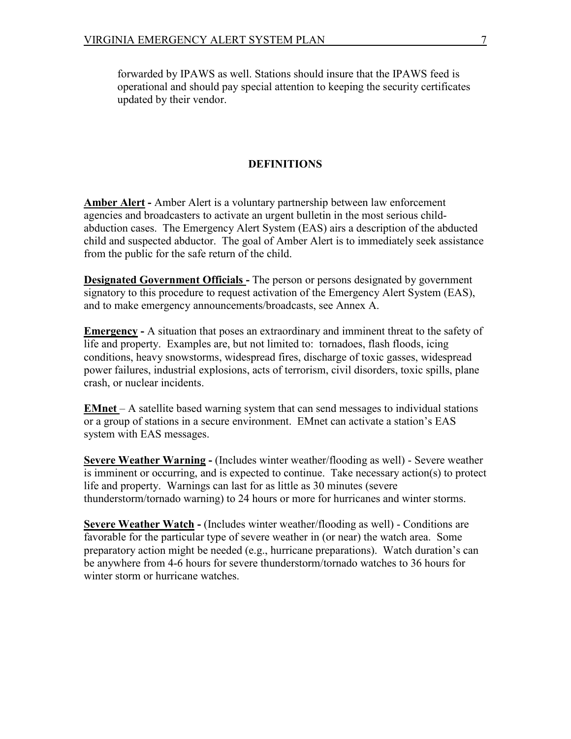forwarded by IPAWS as well. Stations should insure that the IPAWS feed is operational and should pay special attention to keeping the security certificates updated by their vendor.

## DEFINITIONS

**Amber Alert -** Amber Alert is a voluntary partnership between law enforcement agencies and broadcasters to activate an urgent bulletin in the most serious child-abduction cases. The Emergency Alert System (EAS) airs a description of the abducted child and suspected abductor. The goal of Amber Alert is to immediately seek assistance from the public for the safe return of the child.

**Designated Government Officials -** The person or persons designated by government signatory to this procedure to request activation of the Emergency Alert System (EAS), and to make emergency announcements/broadcasts, see Annex A.

**Emergency -** A situation that poses an extraordinary and imminent threat to the safety of life and property. Examples are, but not limited to: tornadoes, flash floods, icing conditions, heavy snowstorms, widespread fires, discharge of toxic gasses, widespread power failures, industrial explosions, acts of terrorism, civil disorders, toxic spills, plane crash, or nuclear incidents.

**EMnet** – A satellite based warning system that can send messages to individual stations or a group of stations in a secure environment. EMnet can activate a station's EAS system with EAS messages.

**Severe Weather Warning -** (Includes winter weather/flooding as well) - Severe weather is imminent or occurring, and is expected to continue. Take necessary action(s) to protect life and property. Warnings can last for as little as 30 minutes (severe thunderstorm/tornado warning) to 24 hours or more for hurricanes and winter storms.

**Severe Weather Watch -** (Includes winter weather/flooding as well) - Conditions are favorable for the particular type of severe weather in (or near) the watch area. Some preparatory action might be needed (e.g., hurricane preparations). Watch duration's can be anywhere from 4-6 hours for severe thunderstorm/tornado watches to 36 hours for winter storm or hurricane watches.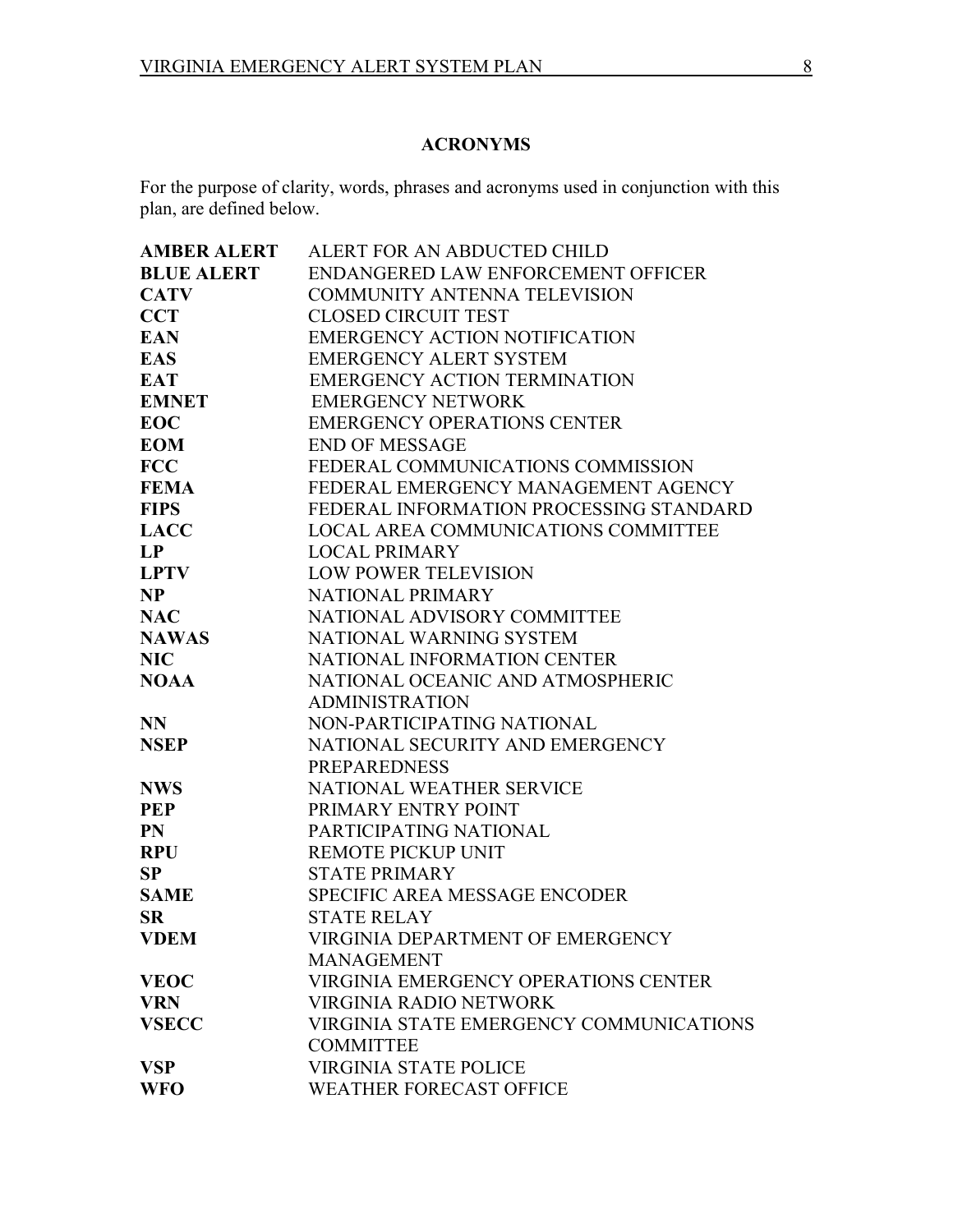## ACRONYMS

For the purpose of clarity, words, phrases and acronyms used in conjunction with this plan, are defined below.

| | |
|---|---|
| **AMBER ALERT** | ALERT FOR AN ABDUCTED CHILD |
| **BLUE ALERT** | ENDANGERED LAW ENFORCEMENT OFFICER |
| **CATV** | COMMUNITY ANTENNA TELEVISION |
| **CCT** | CLOSED CIRCUIT TEST |
| **EAN** | EMERGENCY ACTION NOTIFICATION |
| **EAS** | EMERGENCY ALERT SYSTEM |
| **EAT** | EMERGENCY ACTION TERMINATION |
| **EMNET** | EMERGENCY NETWORK |
| **EOC** | EMERGENCY OPERATIONS CENTER |
| **EOM** | END OF MESSAGE |
| **FCC** | FEDERAL COMMUNICATIONS COMMISSION |
| **FEMA** | FEDERAL EMERGENCY MANAGEMENT AGENCY |
| **FIPS** | FEDERAL INFORMATION PROCESSING STANDARD |
| **LACC** | LOCAL AREA COMMUNICATIONS COMMITTEE |
| **LP** | LOCAL PRIMARY |
| **LPTV** | LOW POWER TELEVISION |
| **NP** | NATIONAL PRIMARY |
| **NAC** | NATIONAL ADVISORY COMMITTEE |
| **NAWAS** | NATIONAL WARNING SYSTEM |
| **NIC** | NATIONAL INFORMATION CENTER |
| **NOAA** | NATIONAL OCEANIC AND ATMOSPHERIC ADMINISTRATION |
| **NN** | NON-PARTICIPATING NATIONAL |
| **NSEP** | NATIONAL SECURITY AND EMERGENCY PREPAREDNESS |
| **NWS** | NATIONAL WEATHER SERVICE |
| **PEP** | PRIMARY ENTRY POINT |
| **PN** | PARTICIPATING NATIONAL |
| **RPU** | REMOTE PICKUP UNIT |
| **SP** | STATE PRIMARY |
| **SAME** | SPECIFIC AREA MESSAGE ENCODER |
| **SR** | STATE RELAY |
| **VDEM** | VIRGINIA DEPARTMENT OF EMERGENCY MANAGEMENT |
| **VEOC** | VIRGINIA EMERGENCY OPERATIONS CENTER |
| **VRN** | VIRGINIA RADIO NETWORK |
| **VSECC** | VIRGINIA STATE EMERGENCY COMMUNICATIONS COMMITTEE |
| **VSP** | VIRGINIA STATE POLICE |
| **WFO** | WEATHER FORECAST OFFICE |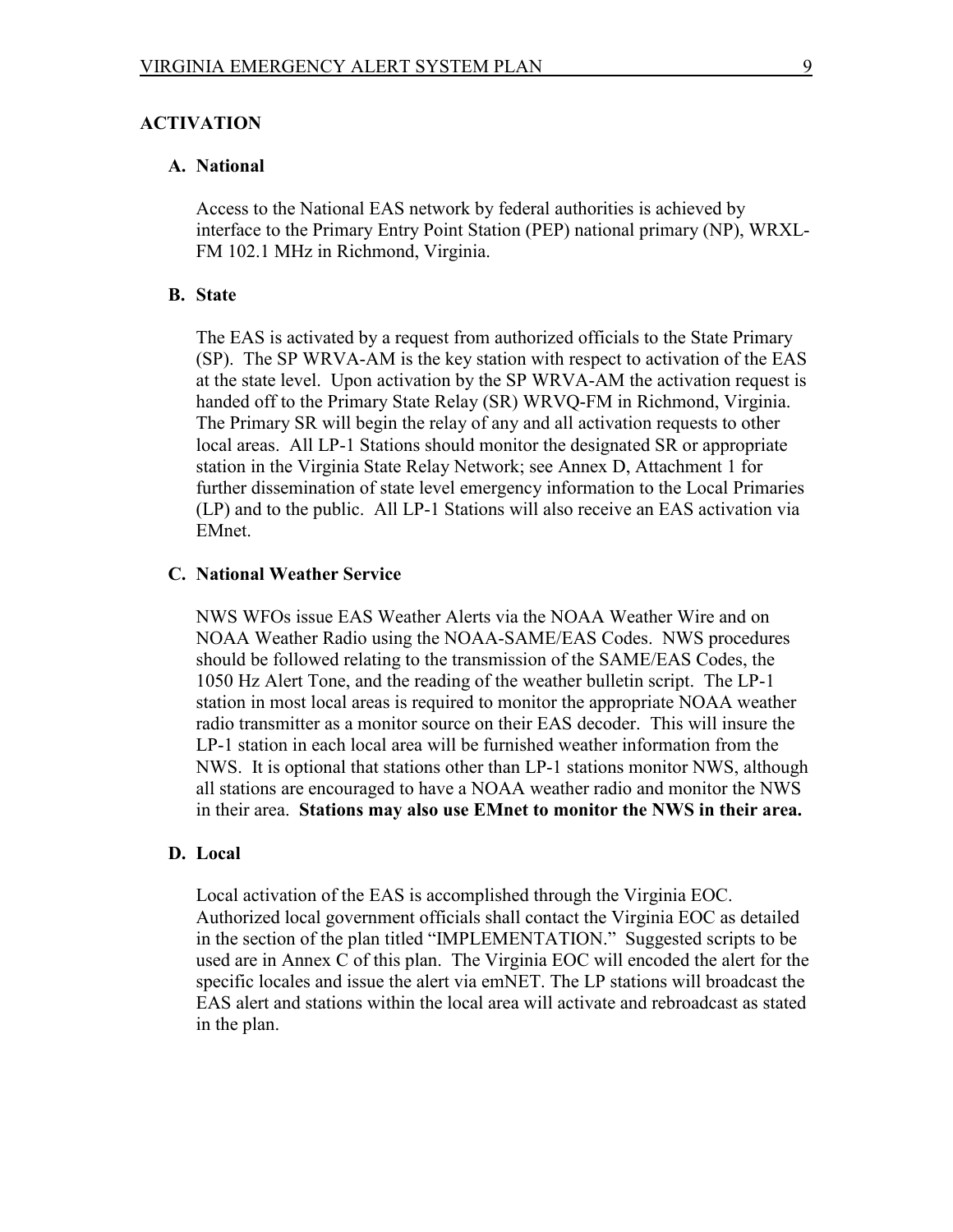## ACTIVATION

### A. National

Access to the National EAS network by federal authorities is achieved by interface to the Primary Entry Point Station (PEP) national primary (NP), WRXL-FM 102.1 MHz in Richmond, Virginia.

### B. State

The EAS is activated by a request from authorized officials to the State Primary (SP). The SP WRVA-AM is the key station with respect to activation of the EAS at the state level. Upon activation by the SP WRVA-AM the activation request is handed off to the Primary State Relay (SR) WRVQ-FM in Richmond, Virginia. The Primary SR will begin the relay of any and all activation requests to other local areas. All LP-1 Stations should monitor the designated SR or appropriate station in the Virginia State Relay Network; see Annex D, Attachment 1 for further dissemination of state level emergency information to the Local Primaries (LP) and to the public. All LP-1 Stations will also receive an EAS activation via EMnet.

### C. National Weather Service

NWS WFOs issue EAS Weather Alerts via the NOAA Weather Wire and on NOAA Weather Radio using the NOAA-SAME/EAS Codes. NWS procedures should be followed relating to the transmission of the SAME/EAS Codes, the 1050 Hz Alert Tone, and the reading of the weather bulletin script. The LP-1 station in most local areas is required to monitor the appropriate NOAA weather radio transmitter as a monitor source on their EAS decoder. This will insure the LP-1 station in each local area will be furnished weather information from the NWS. It is optional that stations other than LP-1 stations monitor NWS, although all stations are encouraged to have a NOAA weather radio and monitor the NWS in their area. **Stations may also use EMnet to monitor the NWS in their area.**

### D. Local

Local activation of the EAS is accomplished through the Virginia EOC. Authorized local government officials shall contact the Virginia EOC as detailed in the section of the plan titled "IMPLEMENTATION." Suggested scripts to be used are in Annex C of this plan. The Virginia EOC will encoded the alert for the specific locales and issue the alert via emNET. The LP stations will broadcast the EAS alert and stations within the local area will activate and rebroadcast as stated in the plan.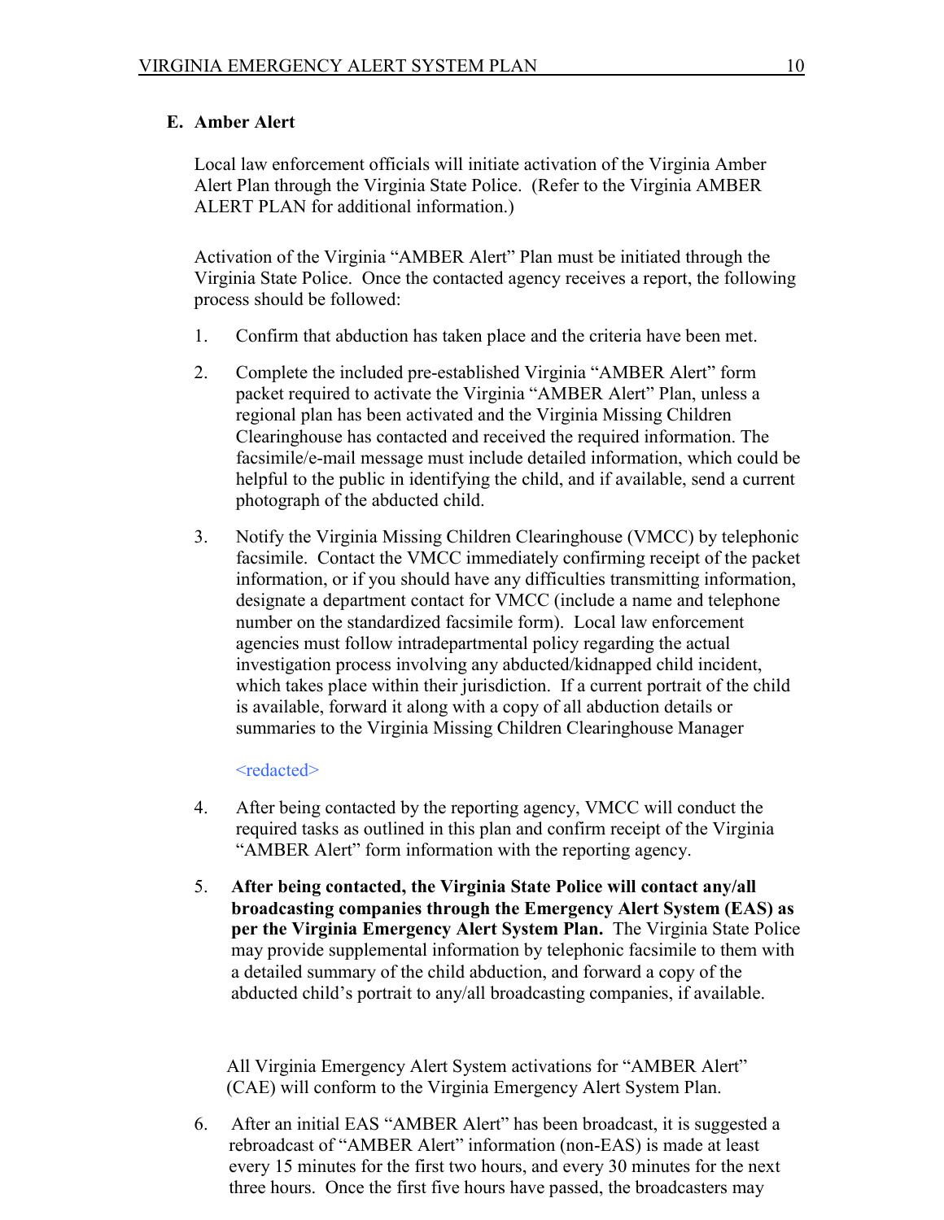### E. Amber Alert

Local law enforcement officials will initiate activation of the Virginia Amber Alert Plan through the Virginia State Police. (Refer to the Virginia AMBER ALERT PLAN for additional information.)

Activation of the Virginia "AMBER Alert" Plan must be initiated through the Virginia State Police. Once the contacted agency receives a report, the following process should be followed:

1. Confirm that abduction has taken place and the criteria have been met.

2. Complete the included pre-established Virginia "AMBER Alert" form packet required to activate the Virginia "AMBER Alert" Plan, unless a regional plan has been activated and the Virginia Missing Children Clearinghouse has contacted and received the required information. The facsimile/e-mail message must include detailed information, which could be helpful to the public in identifying the child, and if available, send a current photograph of the abducted child.

3. Notify the Virginia Missing Children Clearinghouse (VMCC) by telephonic facsimile. Contact the VMCC immediately confirming receipt of the packet information, or if you should have any difficulties transmitting information, designate a department contact for VMCC (include a name and telephone number on the standardized facsimile form). Local law enforcement agencies must follow intradepartmental policy regarding the actual investigation process involving any abducted/kidnapped child incident, which takes place within their jurisdiction. If a current portrait of the child is available, forward it along with a copy of all abduction details or summaries to the Virginia Missing Children Clearinghouse Manager

   <redacted>

4. After being contacted by the reporting agency, VMCC will conduct the required tasks as outlined in this plan and confirm receipt of the Virginia "AMBER Alert" form information with the reporting agency.

5. **After being contacted, the Virginia State Police will contact any/all broadcasting companies through the Emergency Alert System (EAS) as per the Virginia Emergency Alert System Plan.** The Virginia State Police may provide supplemental information by telephonic facsimile to them with a detailed summary of the child abduction, and forward a copy of the abducted child's portrait to any/all broadcasting companies, if available.

   All Virginia Emergency Alert System activations for "AMBER Alert" (CAE) will conform to the Virginia Emergency Alert System Plan.

6. After an initial EAS "AMBER Alert" has been broadcast, it is suggested a rebroadcast of "AMBER Alert" information (non-EAS) is made at least every 15 minutes for the first two hours, and every 30 minutes for the next three hours. Once the first five hours have passed, the broadcasters may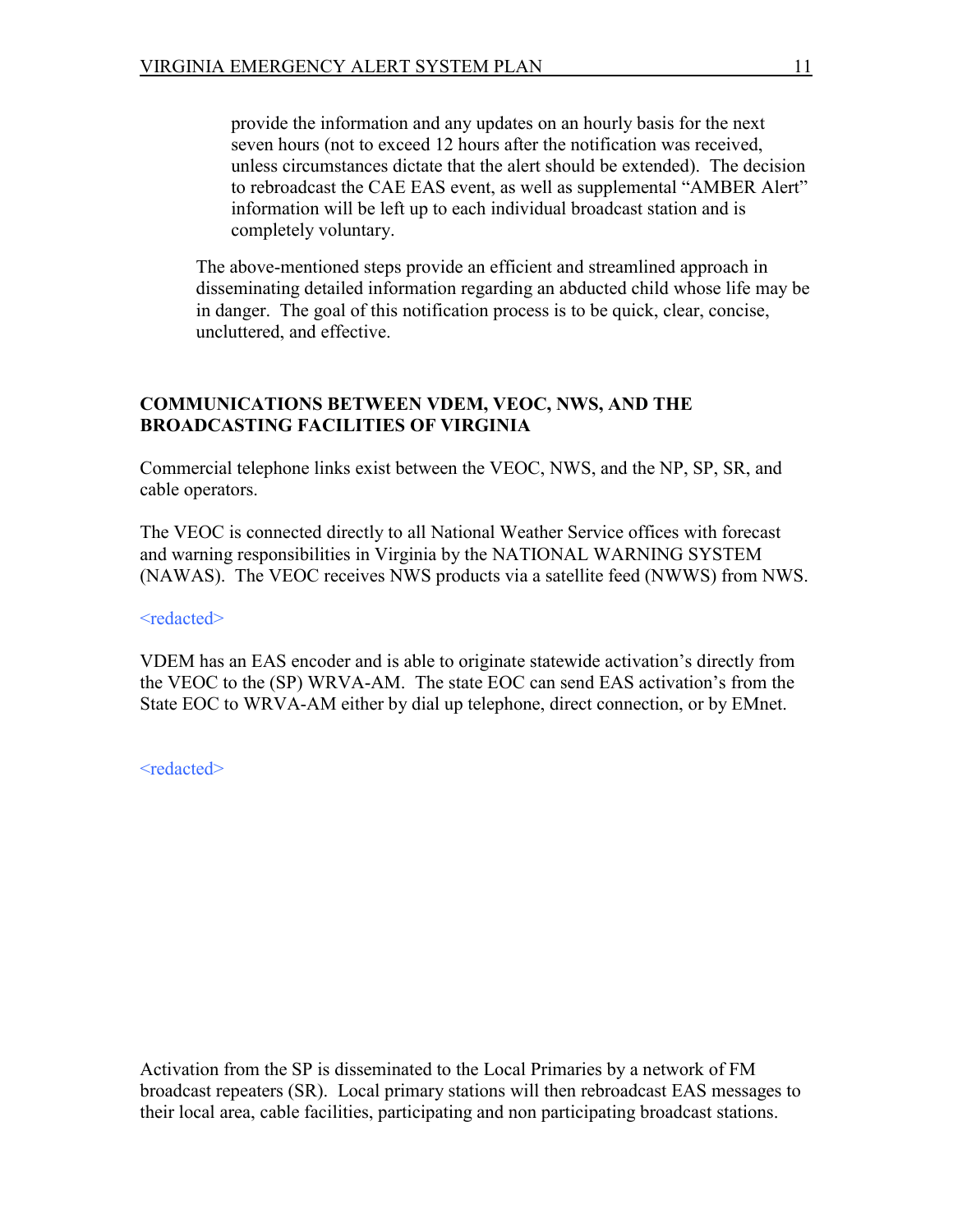provide the information and any updates on an hourly basis for the next seven hours (not to exceed 12 hours after the notification was received, unless circumstances dictate that the alert should be extended). The decision to rebroadcast the CAE EAS event, as well as supplemental "AMBER Alert" information will be left up to each individual broadcast station and is completely voluntary.

The above-mentioned steps provide an efficient and streamlined approach in disseminating detailed information regarding an abducted child whose life may be in danger. The goal of this notification process is to be quick, clear, concise, uncluttered, and effective.

## COMMUNICATIONS BETWEEN VDEM, VEOC, NWS, AND THE BROADCASTING FACILITIES OF VIRGINIA

Commercial telephone links exist between the VEOC, NWS, and the NP, SP, SR, and cable operators.

The VEOC is connected directly to all National Weather Service offices with forecast and warning responsibilities in Virginia by the NATIONAL WARNING SYSTEM (NAWAS). The VEOC receives NWS products via a satellite feed (NWWS) from NWS.

<redacted>

VDEM has an EAS encoder and is able to originate statewide activation's directly from the VEOC to the (SP) WRVA-AM. The state EOC can send EAS activation's from the State EOC to WRVA-AM either by dial up telephone, direct connection, or by EMnet.

<redacted>

Activation from the SP is disseminated to the Local Primaries by a network of FM broadcast repeaters (SR). Local primary stations will then rebroadcast EAS messages to their local area, cable facilities, participating and non participating broadcast stations.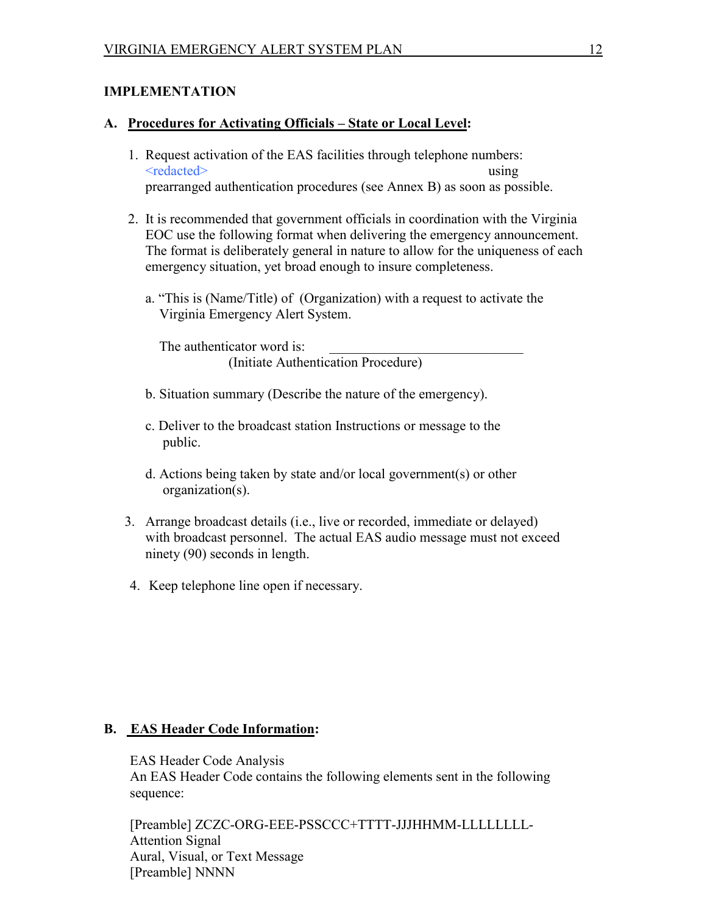## IMPLEMENTATION

### A. Procedures for Activating Officials – State or Local Level:

1. Request activation of the EAS facilities through telephone numbers: <redacted> using prearranged authentication procedures (see Annex B) as soon as possible.

2. It is recommended that government officials in coordination with the Virginia EOC use the following format when delivering the emergency announcement. The format is deliberately general in nature to allow for the uniqueness of each emergency situation, yet broad enough to insure completeness.

   a. "This is (Name/Title) of (Organization) with a request to activate the Virginia Emergency Alert System.

      The authenticator word is: ______________________________
      (Initiate Authentication Procedure)

   b. Situation summary (Describe the nature of the emergency).

   c. Deliver to the broadcast station Instructions or message to the public.

   d. Actions being taken by state and/or local government(s) or other organization(s).

3. Arrange broadcast details (i.e., live or recorded, immediate or delayed) with broadcast personnel. The actual EAS audio message must not exceed ninety (90) seconds in length.

4. Keep telephone line open if necessary.

### B. EAS Header Code Information:

EAS Header Code Analysis
An EAS Header Code contains the following elements sent in the following sequence:

[Preamble] ZCZC-ORG-EEE-PSSCCC+TTTT-JJJHHMM-LLLLLLLL-
Attention Signal
Aural, Visual, or Text Message
[Preamble] NNNN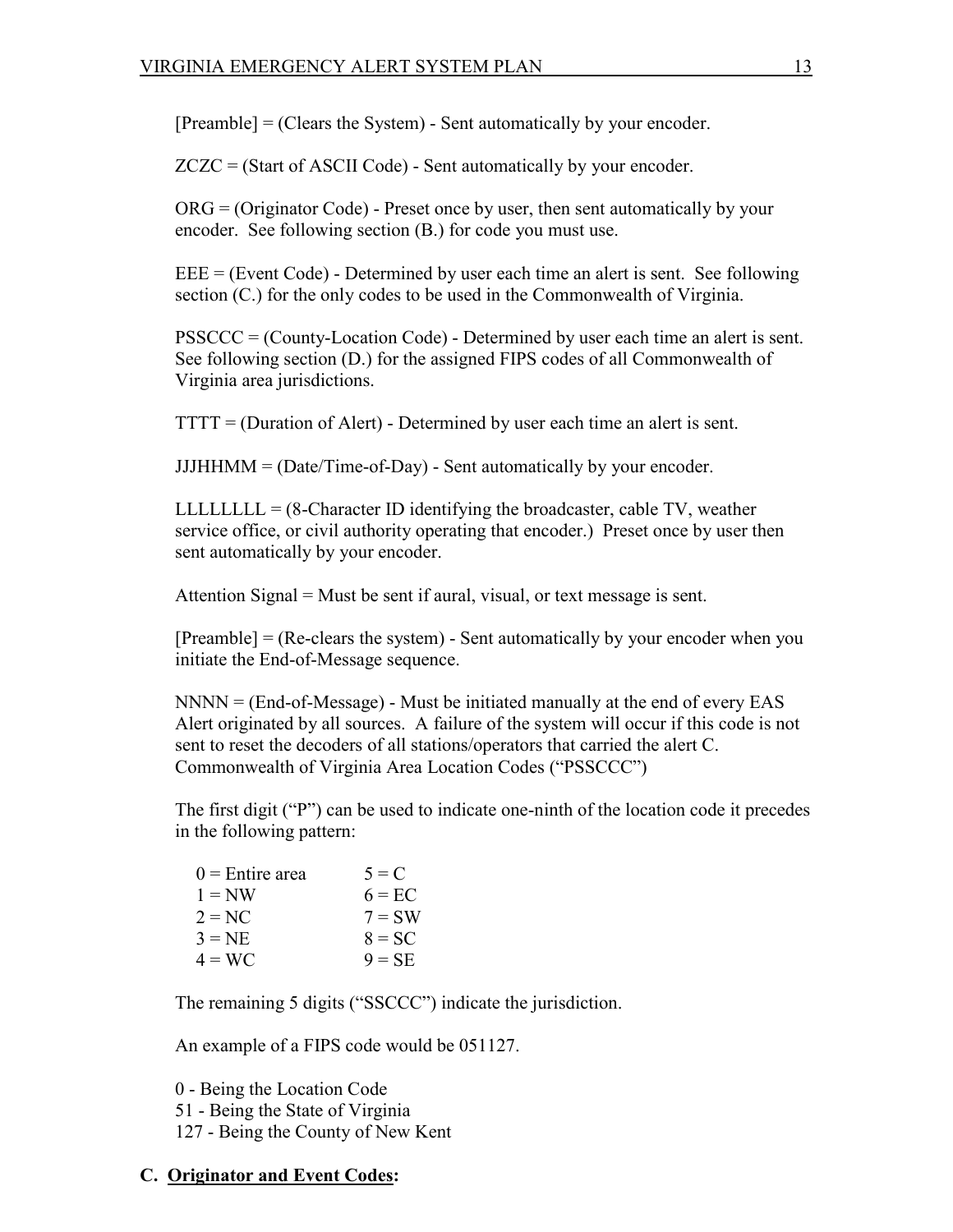[Preamble] = (Clears the System) - Sent automatically by your encoder.

ZCZC = (Start of ASCII Code) - Sent automatically by your encoder.

ORG = (Originator Code) - Preset once by user, then sent automatically by your encoder. See following section (B.) for code you must use.

EEE = (Event Code) - Determined by user each time an alert is sent. See following section (C.) for the only codes to be used in the Commonwealth of Virginia.

PSSCCC = (County-Location Code) - Determined by user each time an alert is sent. See following section (D.) for the assigned FIPS codes of all Commonwealth of Virginia area jurisdictions.

TTTT = (Duration of Alert) - Determined by user each time an alert is sent.

JJJHHMM = (Date/Time-of-Day) - Sent automatically by your encoder.

LLLLLLLL = (8-Character ID identifying the broadcaster, cable TV, weather service office, or civil authority operating that encoder.) Preset once by user then sent automatically by your encoder.

Attention Signal = Must be sent if aural, visual, or text message is sent.

[Preamble] = (Re-clears the system) - Sent automatically by your encoder when you initiate the End-of-Message sequence.

NNNN = (End-of-Message) - Must be initiated manually at the end of every EAS Alert originated by all sources. A failure of the system will occur if this code is not sent to reset the decoders of all stations/operators that carried the alert C. Commonwealth of Virginia Area Location Codes ("PSSCCC")

The first digit ("P") can be used to indicate one-ninth of the location code it precedes in the following pattern:

| | |
|---|---|
| 0 = Entire area | 5 = C |
| 1 = NW | 6 = EC |
| 2 = NC | 7 = SW |
| 3 = NE | 8 = SC |
| 4 = WC | 9 = SE |

The remaining 5 digits ("SSCCC") indicate the jurisdiction.

An example of a FIPS code would be 051127.

0 - Being the Location Code
51 - Being the State of Virginia
127 - Being the County of New Kent

## C. Originator and Event Codes: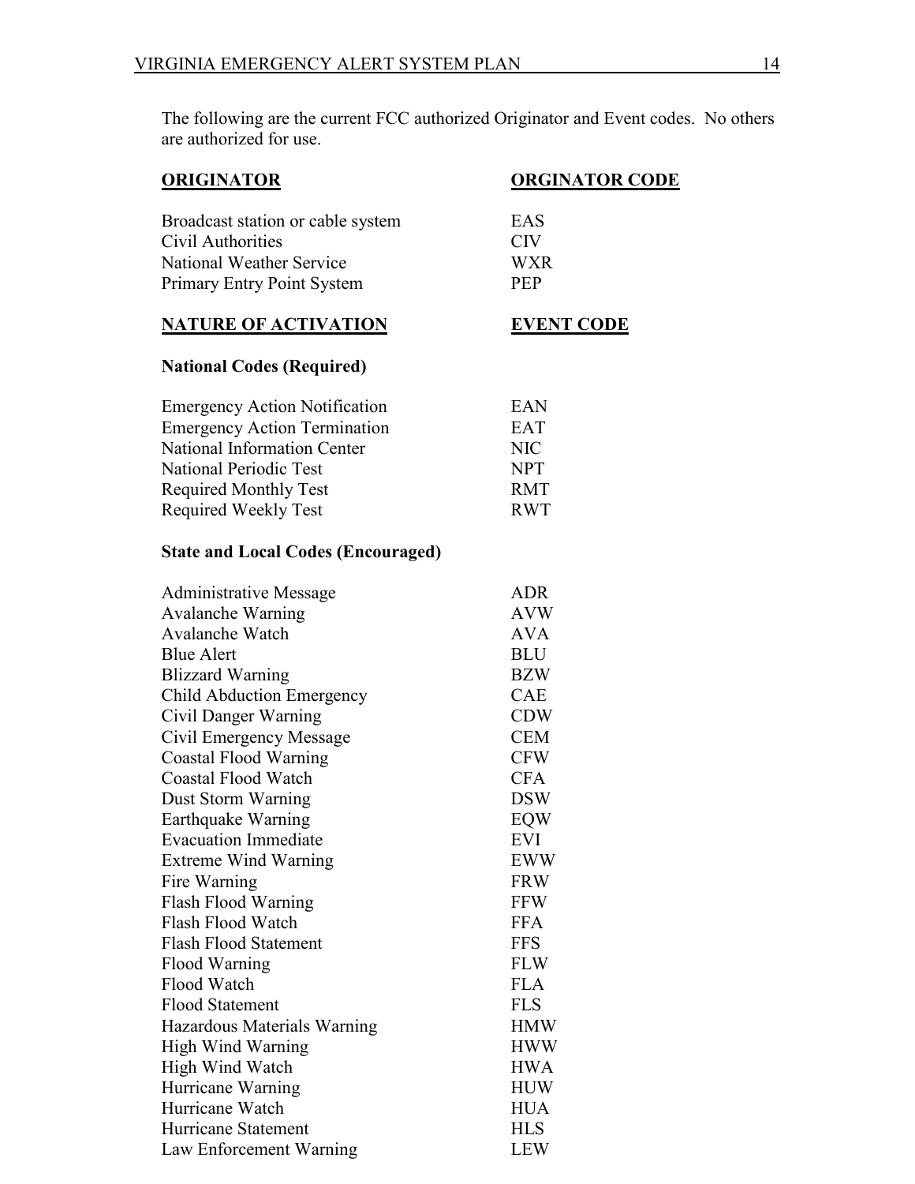The following are the current FCC authorized Originator and Event codes. No others are authorized for use.

| **ORIGINATOR** | **ORGINATOR CODE** |
| --- | --- |
| Broadcast station or cable system | EAS |
| Civil Authorities | CIV |
| National Weather Service | WXR |
| Primary Entry Point System | PEP |

| **NATURE OF ACTIVATION** | **EVENT CODE** |
| --- | --- |
| **National Codes (Required)** | |
| Emergency Action Notification | EAN |
| Emergency Action Termination | EAT |
| National Information Center | NIC |
| National Periodic Test | NPT |
| Required Monthly Test | RMT |
| Required Weekly Test | RWT |
| **State and Local Codes (Encouraged)** | |
| Administrative Message | ADR |
| Avalanche Warning | AVW |
| Avalanche Watch | AVA |
| Blue Alert | BLU |
| Blizzard Warning | BZW |
| Child Abduction Emergency | CAE |
| Civil Danger Warning | CDW |
| Civil Emergency Message | CEM |
| Coastal Flood Warning | CFW |
| Coastal Flood Watch | CFA |
| Dust Storm Warning | DSW |
| Earthquake Warning | EQW |
| Evacuation Immediate | EVI |
| Extreme Wind Warning | EWW |
| Fire Warning | FRW |
| Flash Flood Warning | FFW |
| Flash Flood Watch | FFA |
| Flash Flood Statement | FFS |
| Flood Warning | FLW |
| Flood Watch | FLA |
| Flood Statement | FLS |
| Hazardous Materials Warning | HMW |
| High Wind Warning | HWW |
| High Wind Watch | HWA |
| Hurricane Warning | HUW |
| Hurricane Watch | HUA |
| Hurricane Statement | HLS |
| Law Enforcement Warning | LEW |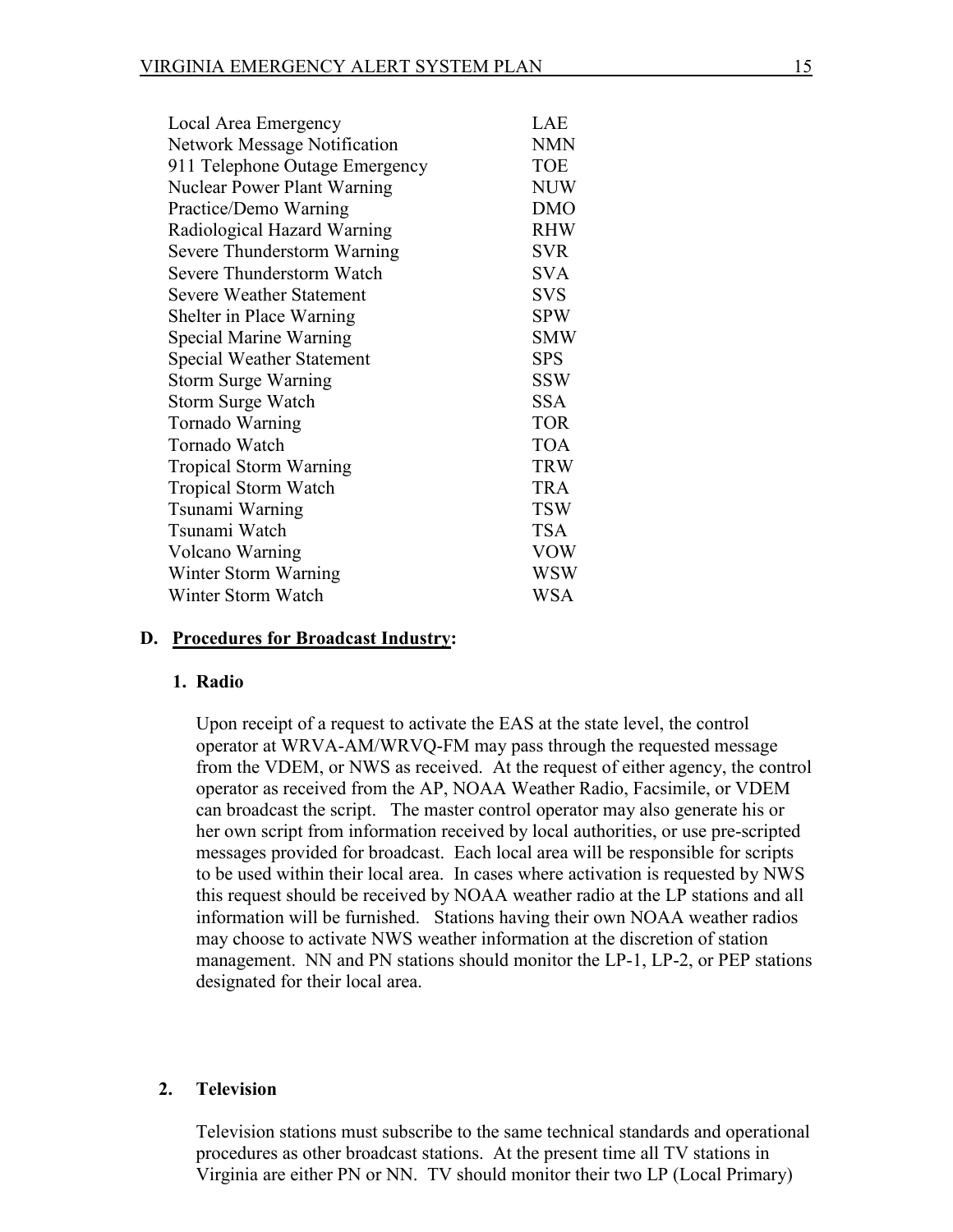| | |
|---|---|
| Local Area Emergency | LAE |
| Network Message Notification | NMN |
| 911 Telephone Outage Emergency | TOE |
| Nuclear Power Plant Warning | NUW |
| Practice/Demo Warning | DMO |
| Radiological Hazard Warning | RHW |
| Severe Thunderstorm Warning | SVR |
| Severe Thunderstorm Watch | SVA |
| Severe Weather Statement | SVS |
| Shelter in Place Warning | SPW |
| Special Marine Warning | SMW |
| Special Weather Statement | SPS |
| Storm Surge Warning | SSW |
| Storm Surge Watch | SSA |
| Tornado Warning | TOR |
| Tornado Watch | TOA |
| Tropical Storm Warning | TRW |
| Tropical Storm Watch | TRA |
| Tsunami Warning | TSW |
| Tsunami Watch | TSA |
| Volcano Warning | VOW |
| Winter Storm Warning | WSW |
| Winter Storm Watch | WSA |

### D. **Procedures for Broadcast Industry:**

#### 1. Radio

Upon receipt of a request to activate the EAS at the state level, the control operator at WRVA-AM/WRVQ-FM may pass through the requested message from the VDEM, or NWS as received. At the request of either agency, the control operator as received from the AP, NOAA Weather Radio, Facsimile, or VDEM can broadcast the script. The master control operator may also generate his or her own script from information received by local authorities, or use pre-scripted messages provided for broadcast. Each local area will be responsible for scripts to be used within their local area. In cases where activation is requested by NWS this request should be received by NOAA weather radio at the LP stations and all information will be furnished. Stations having their own NOAA weather radios may choose to activate NWS weather information at the discretion of station management. NN and PN stations should monitor the LP-1, LP-2, or PEP stations designated for their local area.

#### 2. Television

Television stations must subscribe to the same technical standards and operational procedures as other broadcast stations. At the present time all TV stations in Virginia are either PN or NN. TV should monitor their two LP (Local Primary)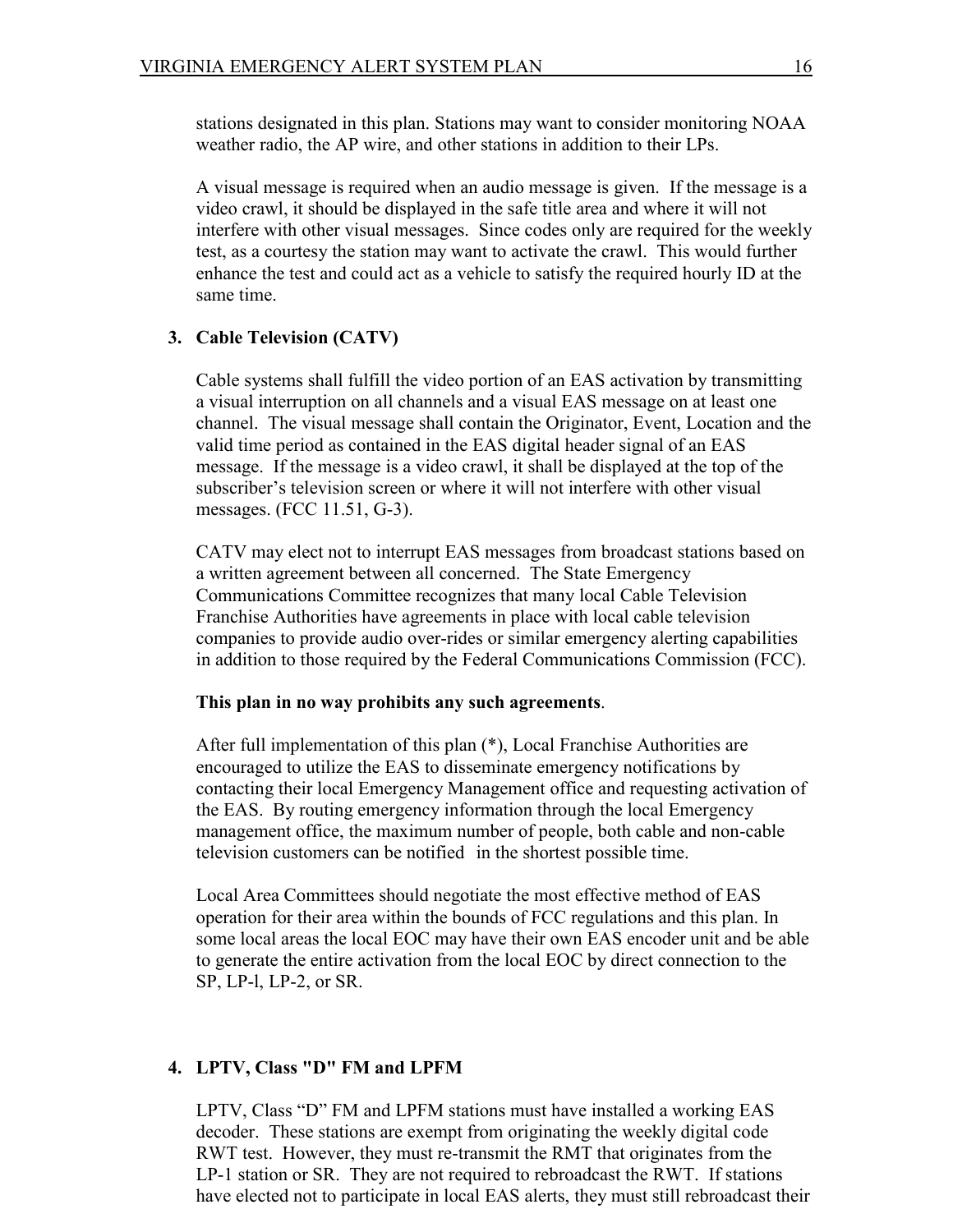stations designated in this plan. Stations may want to consider monitoring NOAA weather radio, the AP wire, and other stations in addition to their LPs.

A visual message is required when an audio message is given. If the message is a video crawl, it should be displayed in the safe title area and where it will not interfere with other visual messages. Since codes only are required for the weekly test, as a courtesy the station may want to activate the crawl. This would further enhance the test and could act as a vehicle to satisfy the required hourly ID at the same time.

### 3. Cable Television (CATV)

Cable systems shall fulfill the video portion of an EAS activation by transmitting a visual interruption on all channels and a visual EAS message on at least one channel. The visual message shall contain the Originator, Event, Location and the valid time period as contained in the EAS digital header signal of an EAS message. If the message is a video crawl, it shall be displayed at the top of the subscriber's television screen or where it will not interfere with other visual messages. (FCC 11.51, G-3).

CATV may elect not to interrupt EAS messages from broadcast stations based on a written agreement between all concerned. The State Emergency Communications Committee recognizes that many local Cable Television Franchise Authorities have agreements in place with local cable television companies to provide audio over-rides or similar emergency alerting capabilities in addition to those required by the Federal Communications Commission (FCC).

**This plan in no way prohibits any such agreements**.

After full implementation of this plan (*), Local Franchise Authorities are encouraged to utilize the EAS to disseminate emergency notifications by contacting their local Emergency Management office and requesting activation of the EAS. By routing emergency information through the local Emergency management office, the maximum number of people, both cable and non-cable television customers can be notified in the shortest possible time.

Local Area Committees should negotiate the most effective method of EAS operation for their area within the bounds of FCC regulations and this plan. In some local areas the local EOC may have their own EAS encoder unit and be able to generate the entire activation from the local EOC by direct connection to the SP, LP-l, LP-2, or SR.

### 4. LPTV, Class "D" FM and LPFM

LPTV, Class "D" FM and LPFM stations must have installed a working EAS decoder. These stations are exempt from originating the weekly digital code RWT test. However, they must re-transmit the RMT that originates from the LP-1 station or SR. They are not required to rebroadcast the RWT. If stations have elected not to participate in local EAS alerts, they must still rebroadcast their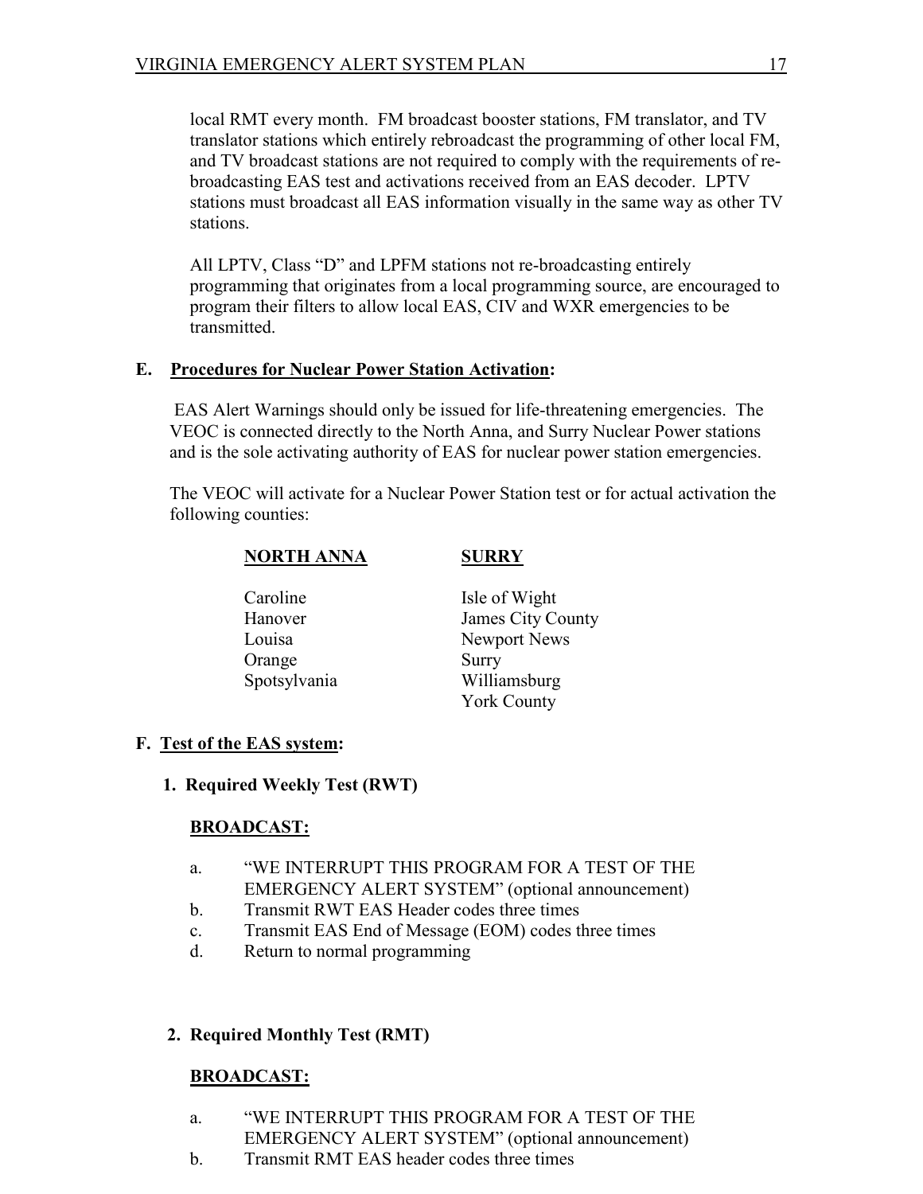local RMT every month. FM broadcast booster stations, FM translator, and TV translator stations which entirely rebroadcast the programming of other local FM, and TV broadcast stations are not required to comply with the requirements of re-broadcasting EAS test and activations received from an EAS decoder. LPTV stations must broadcast all EAS information visually in the same way as other TV stations.

All LPTV, Class "D" and LPFM stations not re-broadcasting entirely programming that originates from a local programming source, are encouraged to program their filters to allow local EAS, CIV and WXR emergencies to be transmitted.

### E. Procedures for Nuclear Power Station Activation:

EAS Alert Warnings should only be issued for life-threatening emergencies. The VEOC is connected directly to the North Anna, and Surry Nuclear Power stations and is the sole activating authority of EAS for nuclear power station emergencies.

The VEOC will activate for a Nuclear Power Station test or for actual activation the following counties:

| NORTH ANNA | SURRY |
|---|---|
| Caroline | Isle of Wight |
| Hanover | James City County |
| Louisa | Newport News |
| Orange | Surry |
| Spotsylvania | Williamsburg |
| | York County |

### F. Test of the EAS system:

**1. Required Weekly Test (RWT)**

**BROADCAST:**

a. "WE INTERRUPT THIS PROGRAM FOR A TEST OF THE EMERGENCY ALERT SYSTEM" (optional announcement)
b. Transmit RWT EAS Header codes three times
c. Transmit EAS End of Message (EOM) codes three times
d. Return to normal programming

**2. Required Monthly Test (RMT)**

**BROADCAST:**

a. "WE INTERRUPT THIS PROGRAM FOR A TEST OF THE EMERGENCY ALERT SYSTEM" (optional announcement)
b. Transmit RMT EAS header codes three times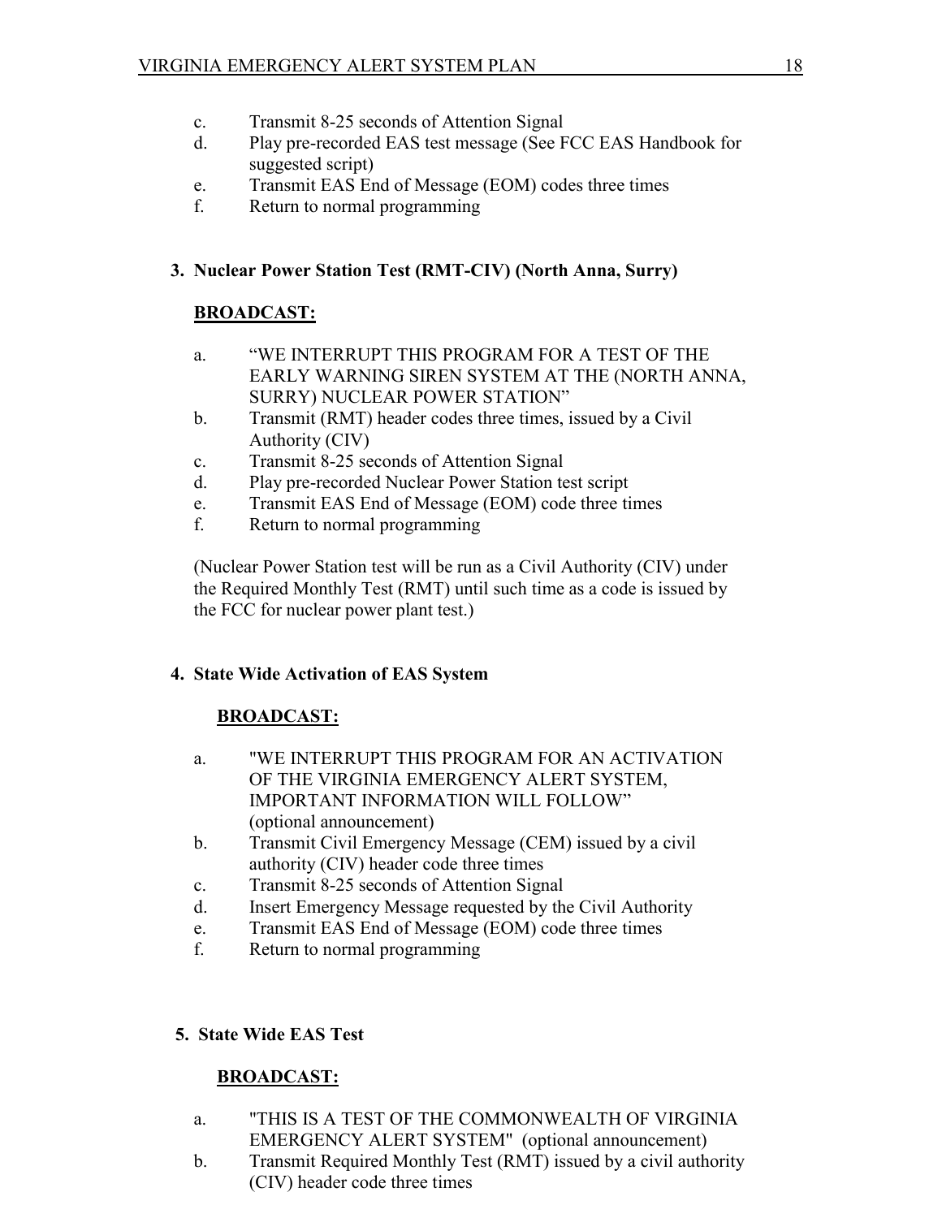c. Transmit 8-25 seconds of Attention Signal
d. Play pre-recorded EAS test message (See FCC EAS Handbook for suggested script)
e. Transmit EAS End of Message (EOM) codes three times
f. Return to normal programming

**3. Nuclear Power Station Test (RMT-CIV) (North Anna, Surry)**

**BROADCAST:**

a. "WE INTERRUPT THIS PROGRAM FOR A TEST OF THE EARLY WARNING SIREN SYSTEM AT THE (NORTH ANNA, SURRY) NUCLEAR POWER STATION"
b. Transmit (RMT) header codes three times, issued by a Civil Authority (CIV)
c. Transmit 8-25 seconds of Attention Signal
d. Play pre-recorded Nuclear Power Station test script
e. Transmit EAS End of Message (EOM) code three times
f. Return to normal programming

(Nuclear Power Station test will be run as a Civil Authority (CIV) under the Required Monthly Test (RMT) until such time as a code is issued by the FCC for nuclear power plant test.)

**4. State Wide Activation of EAS System**

**BROADCAST:**

a. "WE INTERRUPT THIS PROGRAM FOR AN ACTIVATION OF THE VIRGINIA EMERGENCY ALERT SYSTEM, IMPORTANT INFORMATION WILL FOLLOW" (optional announcement)
b. Transmit Civil Emergency Message (CEM) issued by a civil authority (CIV) header code three times
c. Transmit 8-25 seconds of Attention Signal
d. Insert Emergency Message requested by the Civil Authority
e. Transmit EAS End of Message (EOM) code three times
f. Return to normal programming

**5. State Wide EAS Test**

**BROADCAST:**

a. "THIS IS A TEST OF THE COMMONWEALTH OF VIRGINIA EMERGENCY ALERT SYSTEM" (optional announcement)
b. Transmit Required Monthly Test (RMT) issued by a civil authority (CIV) header code three times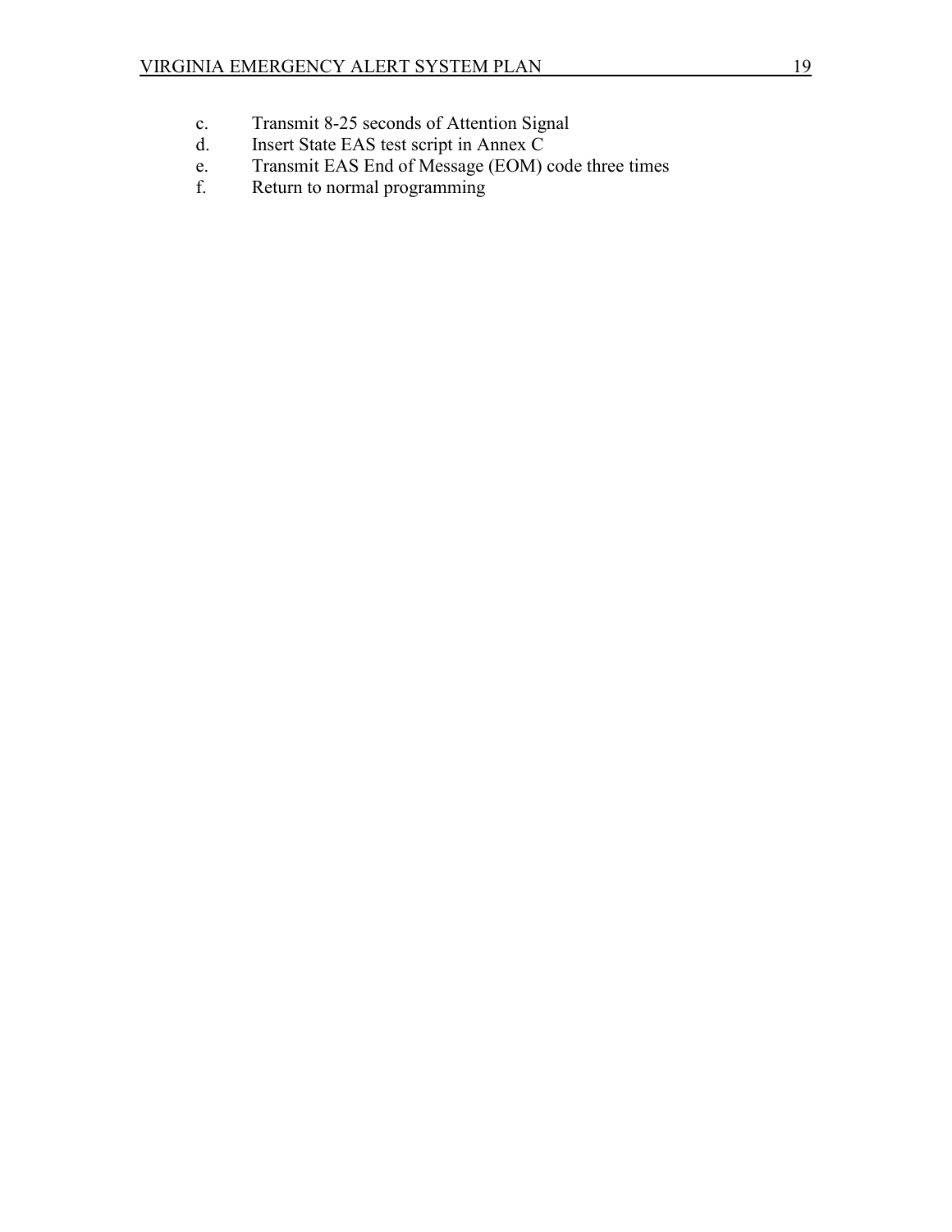c. Transmit 8-25 seconds of Attention Signal
d. Insert State EAS test script in Annex C
e. Transmit EAS End of Message (EOM) code three times
f. Return to normal programming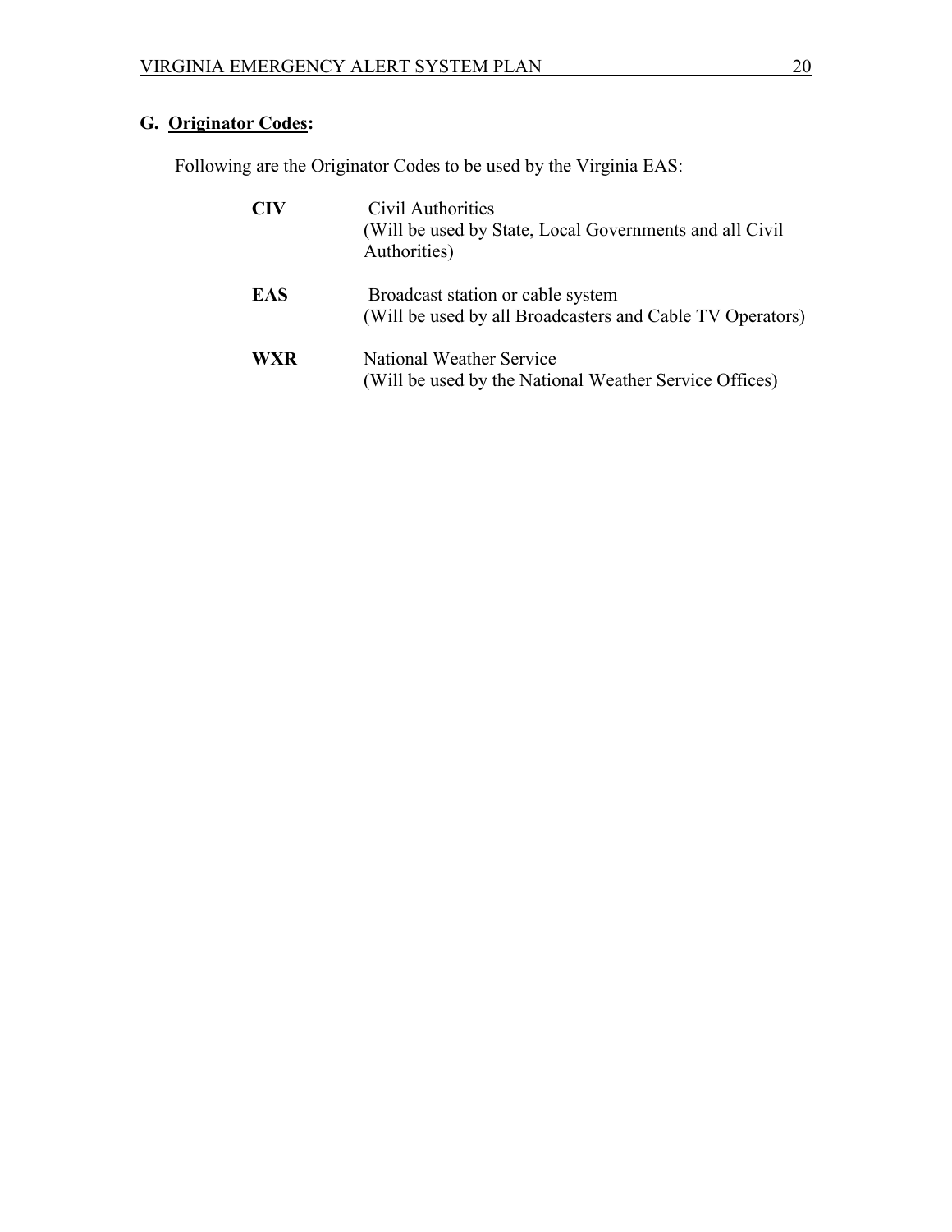## G. Originator Codes:

Following are the Originator Codes to be used by the Virginia EAS:

**CIV** Civil Authorities
(Will be used by State, Local Governments and all Civil Authorities)

**EAS** Broadcast station or cable system
(Will be used by all Broadcasters and Cable TV Operators)

**WXR** National Weather Service
(Will be used by the National Weather Service Offices)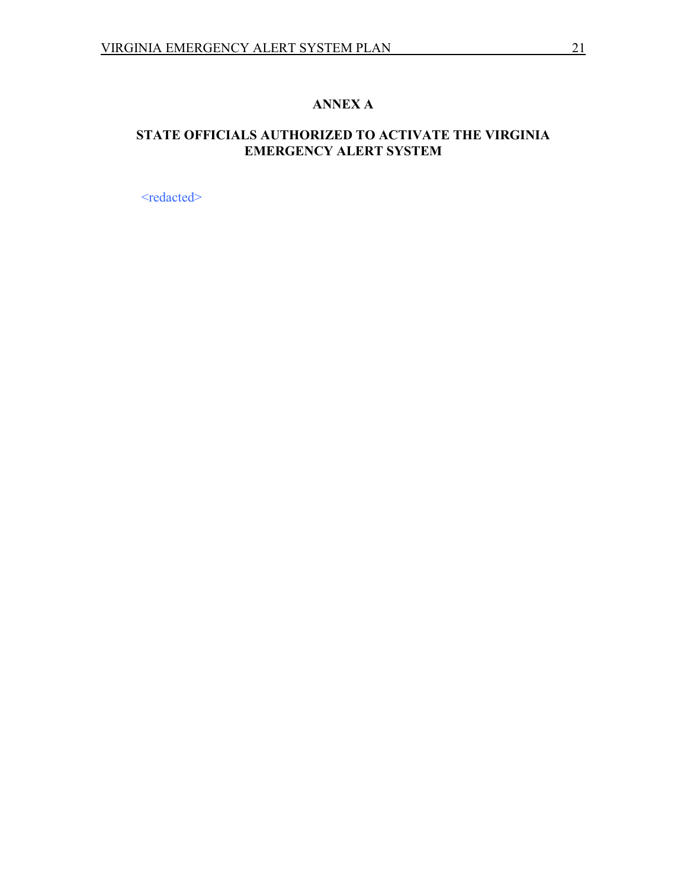# ANNEX A

## STATE OFFICIALS AUTHORIZED TO ACTIVATE THE VIRGINIA EMERGENCY ALERT SYSTEM

<redacted>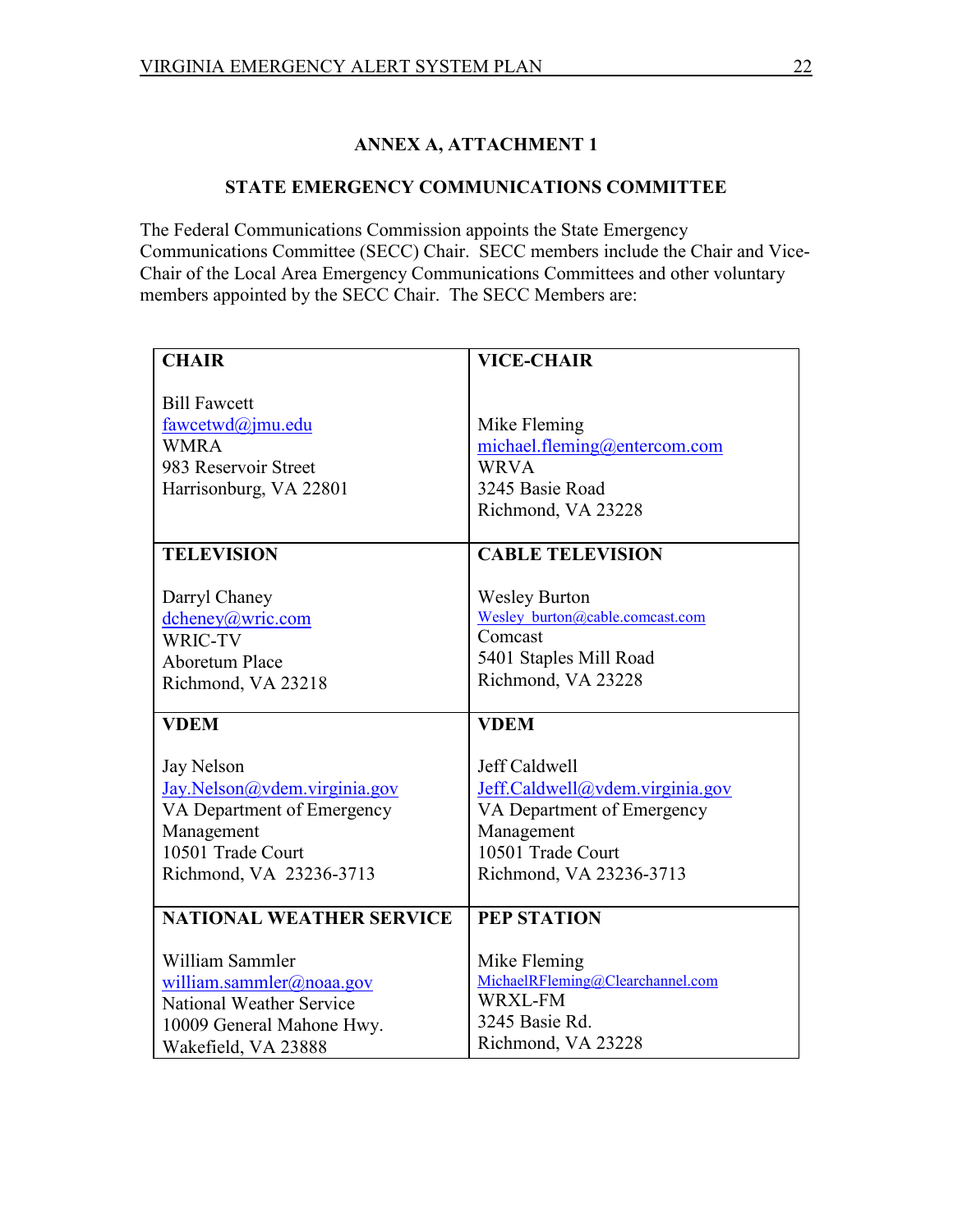## ANNEX A, ATTACHMENT 1

## STATE EMERGENCY COMMUNICATIONS COMMITTEE

The Federal Communications Commission appoints the State Emergency Communications Committee (SECC) Chair. SECC members include the Chair and Vice-Chair of the Local Area Emergency Communications Committees and other voluntary members appointed by the SECC Chair. The SECC Members are:

| **CHAIR** | **VICE-CHAIR** |
|---|---|
| Bill Fawcett<br>fawcetwd@jmu.edu<br>WMRA<br>983 Reservoir Street<br>Harrisonburg, VA 22801 | Mike Fleming<br>michael.fleming@entercom.com<br>WRVA<br>3245 Basie Road<br>Richmond, VA 23228 |
| **TELEVISION** | **CABLE TELEVISION** |
| Darryl Chaney<br>dcheney@wric.com<br>WRIC-TV<br>Aboretum Place<br>Richmond, VA 23218 | Wesley Burton<br>Wesley_burton@cable.comcast.com<br>Comcast<br>5401 Staples Mill Road<br>Richmond, VA 23228 |
| **VDEM** | **VDEM** |
| Jay Nelson<br>Jay.Nelson@vdem.virginia.gov<br>VA Department of Emergency Management<br>10501 Trade Court<br>Richmond, VA 23236-3713 | Jeff Caldwell<br>Jeff.Caldwell@vdem.virginia.gov<br>VA Department of Emergency Management<br>10501 Trade Court<br>Richmond, VA 23236-3713 |
| **NATIONAL WEATHER SERVICE** | **PEP STATION** |
| William Sammler<br>william.sammler@noaa.gov<br>National Weather Service<br>10009 General Mahone Hwy.<br>Wakefield, VA 23888 | Mike Fleming<br>MichaelRFleming@Clearchannel.com<br>WRXL-FM<br>3245 Basie Rd.<br>Richmond, VA 23228 |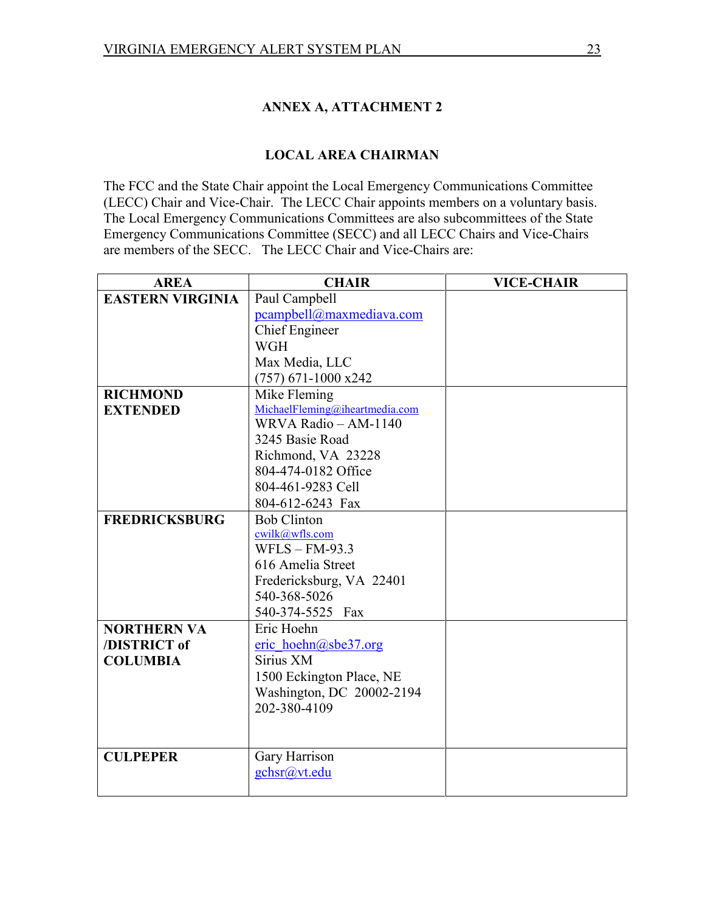## ANNEX A, ATTACHMENT 2

## LOCAL AREA CHAIRMAN

The FCC and the State Chair appoint the Local Emergency Communications Committee (LECC) Chair and Vice-Chair. The LECC Chair appoints members on a voluntary basis. The Local Emergency Communications Committees are also subcommittees of the State Emergency Communications Committee (SECC) and all LECC Chairs and Vice-Chairs are members of the SECC. The LECC Chair and Vice-Chairs are:

| AREA | CHAIR | VICE-CHAIR |
|---|---|---|
| **EASTERN VIRGINIA** | Paul Campbell<br>pcampbell@maxmediava.com<br>Chief Engineer<br>WGH<br>Max Media, LLC<br>(757) 671-1000 x242 | |
| **RICHMOND EXTENDED** | Mike Fleming<br>MichaelFleming@iheartmedia.com<br>WRVA Radio – AM-1140<br>3245 Basie Road<br>Richmond, VA 23228<br>804-474-0182 Office<br>804-461-9283 Cell<br>804-612-6243 Fax | |
| **FREDRICKSBURG** | Bob Clinton<br>cwilk@wfls.com<br>WFLS – FM-93.3<br>616 Amelia Street<br>Fredericksburg, VA 22401<br>540-368-5026<br>540-374-5525 Fax | |
| **NORTHERN VA /DISTRICT of COLUMBIA** | Eric Hoehn<br>eric_hoehn@sbe37.org<br>Sirius XM<br>1500 Eckington Place, NE<br>Washington, DC 20002-2194<br>202-380-4109 | |
| **CULPEPER** | Gary Harrison<br>gchsr@vt.edu | |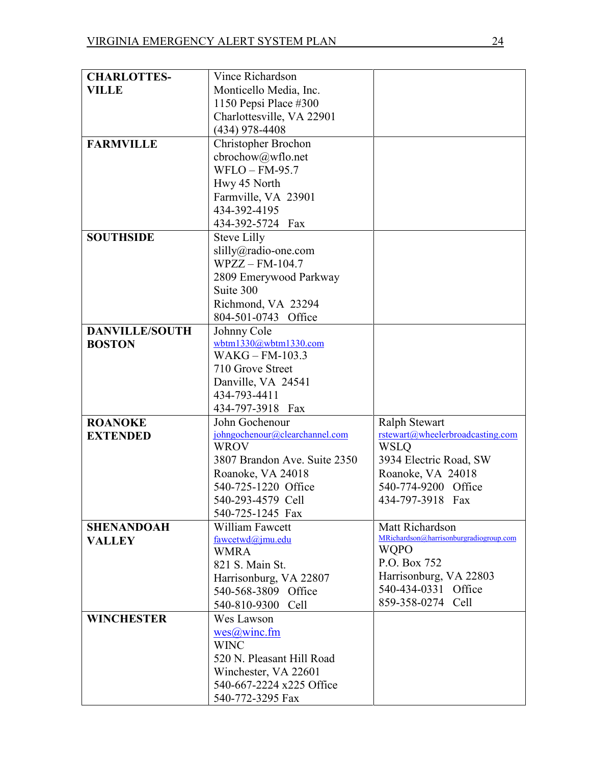| | | |
|---|---|---|
| **CHARLOTTES-VILLE** | Vince Richardson<br>Monticello Media, Inc.<br>1150 Pepsi Place #300<br>Charlottesville, VA 22901<br>(434) 978-4408 | |
| **FARMVILLE** | Christopher Brochon<br>cbrochow@wflo.net<br>WFLO – FM-95.7<br>Hwy 45 North<br>Farmville, VA 23901<br>434-392-4195<br>434-392-5724 Fax | |
| **SOUTHSIDE** | Steve Lilly<br>slilly@radio-one.com<br>WPZZ – FM-104.7<br>2809 Emerywood Parkway<br>Suite 300<br>Richmond, VA 23294<br>804-501-0743 Office | |
| **DANVILLE/SOUTH BOSTON** | Johnny Cole<br>wbtm1330@wbtm1330.com<br>WAKG – FM-103.3<br>710 Grove Street<br>Danville, VA 24541<br>434-793-4411<br>434-797-3918 Fax | |
| **ROANOKE EXTENDED** | John Gochenour<br>johngochenour@clearchannel.com<br>WROV<br>3807 Brandon Ave. Suite 2350<br>Roanoke, VA 24018<br>540-725-1220 Office<br>540-293-4579 Cell<br>540-725-1245 Fax | Ralph Stewart<br>rstewart@wheelerbroadcasting.com<br>WSLQ<br>3934 Electric Road, SW<br>Roanoke, VA 24018<br>540-774-9200 Office<br>434-797-3918 Fax |
| **SHENANDOAH VALLEY** | William Fawcett<br>fawcetwd@jmu.edu<br>WMRA<br>821 S. Main St.<br>Harrisonburg, VA 22807<br>540-568-3809 Office<br>540-810-9300 Cell | Matt Richardson<br>MRichardson@harrisonburgradiogroup.com<br>WQPO<br>P.O. Box 752<br>Harrisonburg, VA 22803<br>540-434-0331 Office<br>859-358-0274 Cell |
| **WINCHESTER** | Wes Lawson<br>wes@winc.fm<br>WINC<br>520 N. Pleasant Hill Road<br>Winchester, VA 22601<br>540-667-2224 x225 Office<br>540-772-3295 Fax | |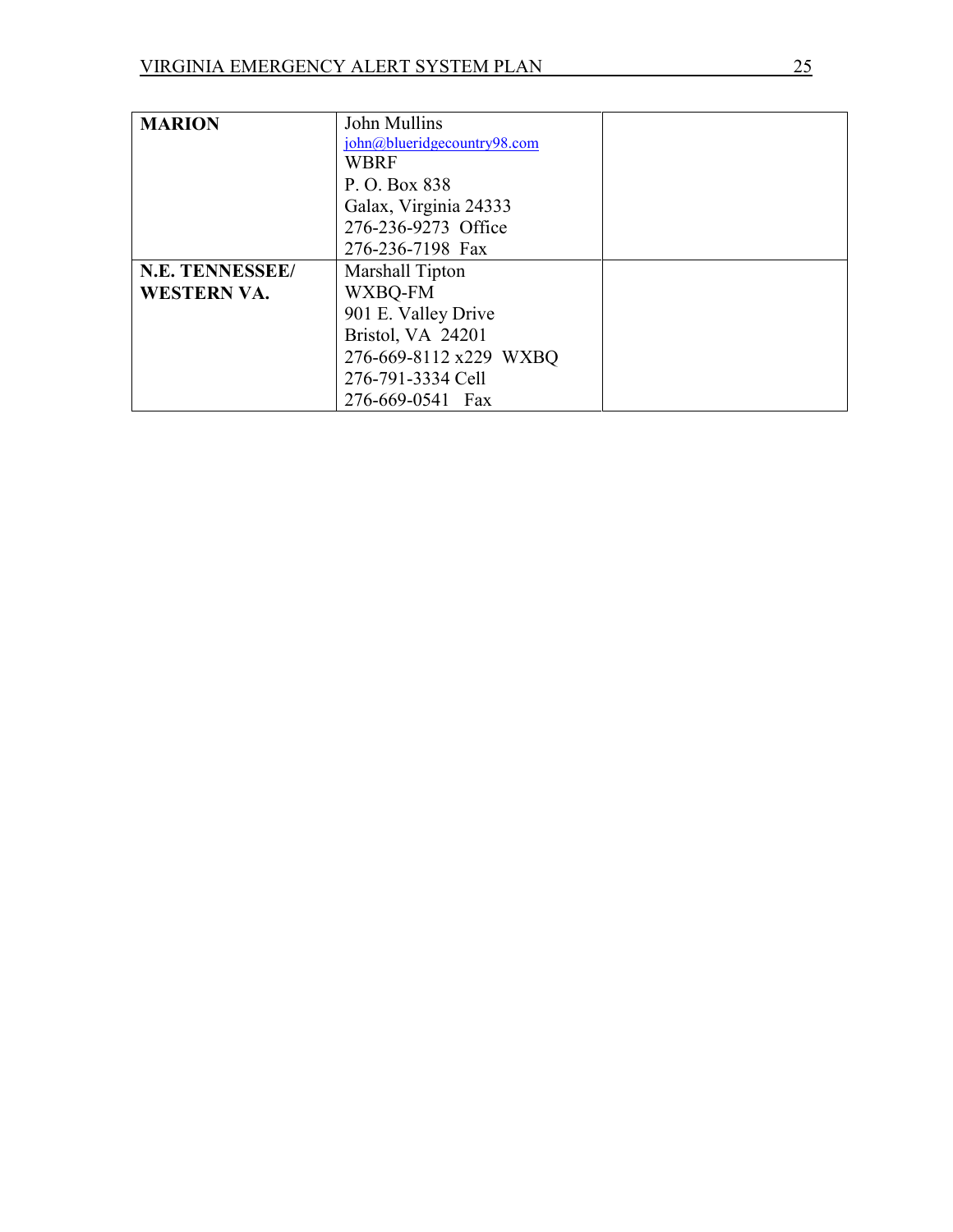| **MARION** | John Mullins<br>john@blueridgecountry98.com<br>WBRF<br>P. O. Box 838<br>Galax, Virginia 24333<br>276-236-9273 Office<br>276-236-7198 Fax | |
|---|---|---|
| **N.E. TENNESSEE/ WESTERN VA.** | Marshall Tipton<br>WXBQ-FM<br>901 E. Valley Drive<br>Bristol, VA 24201<br>276-669-8112 x229 WXBQ<br>276-791-3334 Cell<br>276-669-0541 Fax | |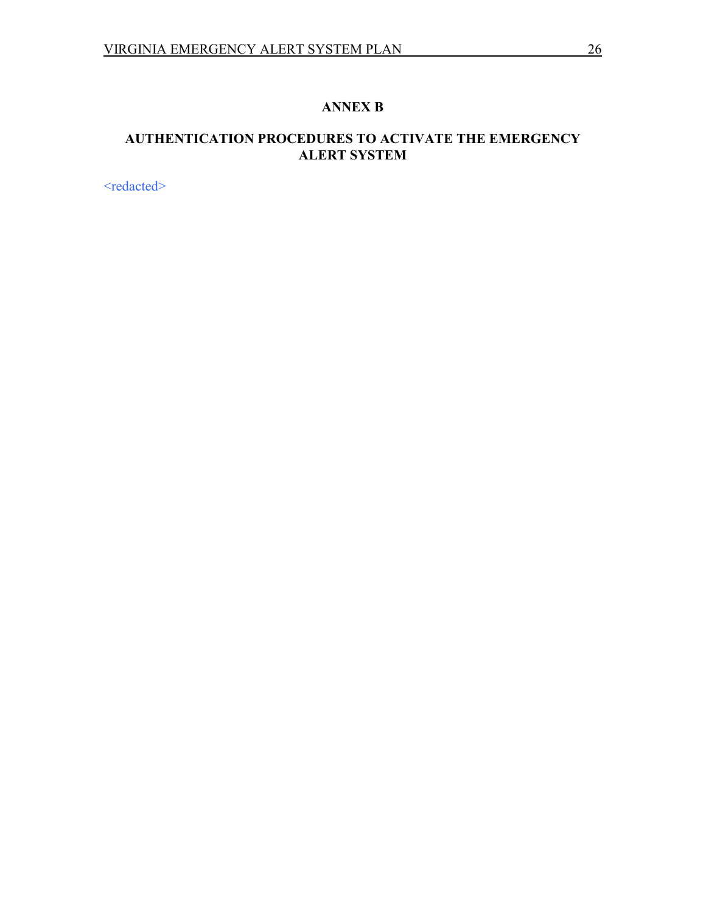# ANNEX B

## AUTHENTICATION PROCEDURES TO ACTIVATE THE EMERGENCY ALERT SYSTEM

<redacted>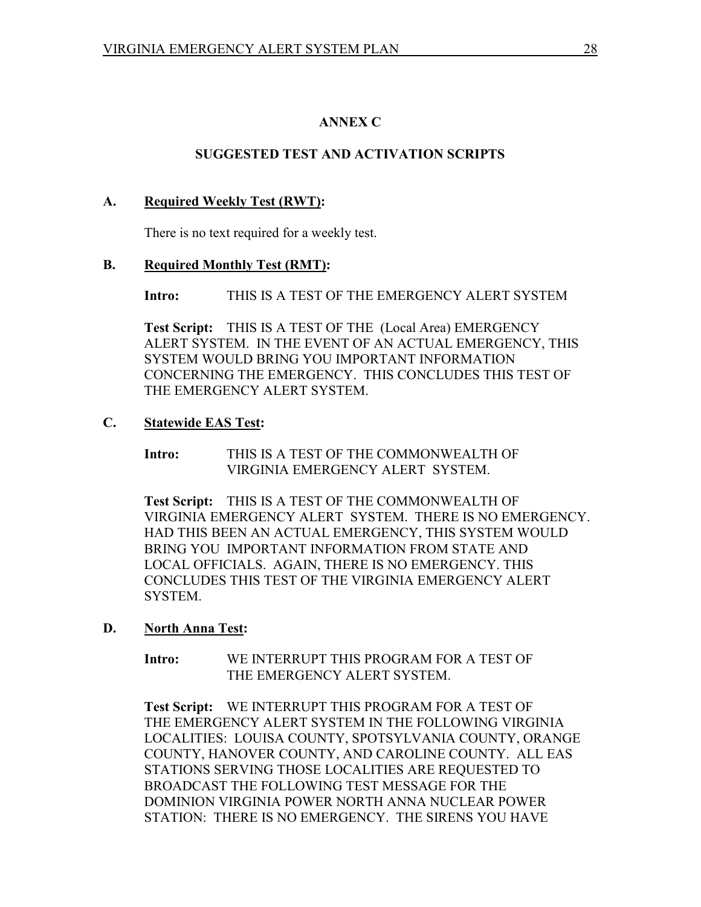# ANNEX C

## SUGGESTED TEST AND ACTIVATION SCRIPTS

**A. Required Weekly Test (RWT):**

There is no text required for a weekly test.

**B. Required Monthly Test (RMT):**

**Intro:** THIS IS A TEST OF THE EMERGENCY ALERT SYSTEM

**Test Script:** THIS IS A TEST OF THE (Local Area) EMERGENCY ALERT SYSTEM. IN THE EVENT OF AN ACTUAL EMERGENCY, THIS SYSTEM WOULD BRING YOU IMPORTANT INFORMATION CONCERNING THE EMERGENCY. THIS CONCLUDES THIS TEST OF THE EMERGENCY ALERT SYSTEM.

**C. Statewide EAS Test:**

**Intro:** THIS IS A TEST OF THE COMMONWEALTH OF VIRGINIA EMERGENCY ALERT SYSTEM.

**Test Script:** THIS IS A TEST OF THE COMMONWEALTH OF VIRGINIA EMERGENCY ALERT SYSTEM. THERE IS NO EMERGENCY. HAD THIS BEEN AN ACTUAL EMERGENCY, THIS SYSTEM WOULD BRING YOU IMPORTANT INFORMATION FROM STATE AND LOCAL OFFICIALS. AGAIN, THERE IS NO EMERGENCY. THIS CONCLUDES THIS TEST OF THE VIRGINIA EMERGENCY ALERT SYSTEM.

**D. North Anna Test:**

**Intro:** WE INTERRUPT THIS PROGRAM FOR A TEST OF THE EMERGENCY ALERT SYSTEM.

**Test Script:** WE INTERRUPT THIS PROGRAM FOR A TEST OF THE EMERGENCY ALERT SYSTEM IN THE FOLLOWING VIRGINIA LOCALITIES: LOUISA COUNTY, SPOTSYLVANIA COUNTY, ORANGE COUNTY, HANOVER COUNTY, AND CAROLINE COUNTY. ALL EAS STATIONS SERVING THOSE LOCALITIES ARE REQUESTED TO BROADCAST THE FOLLOWING TEST MESSAGE FOR THE DOMINION VIRGINIA POWER NORTH ANNA NUCLEAR POWER STATION: THERE IS NO EMERGENCY. THE SIRENS YOU HAVE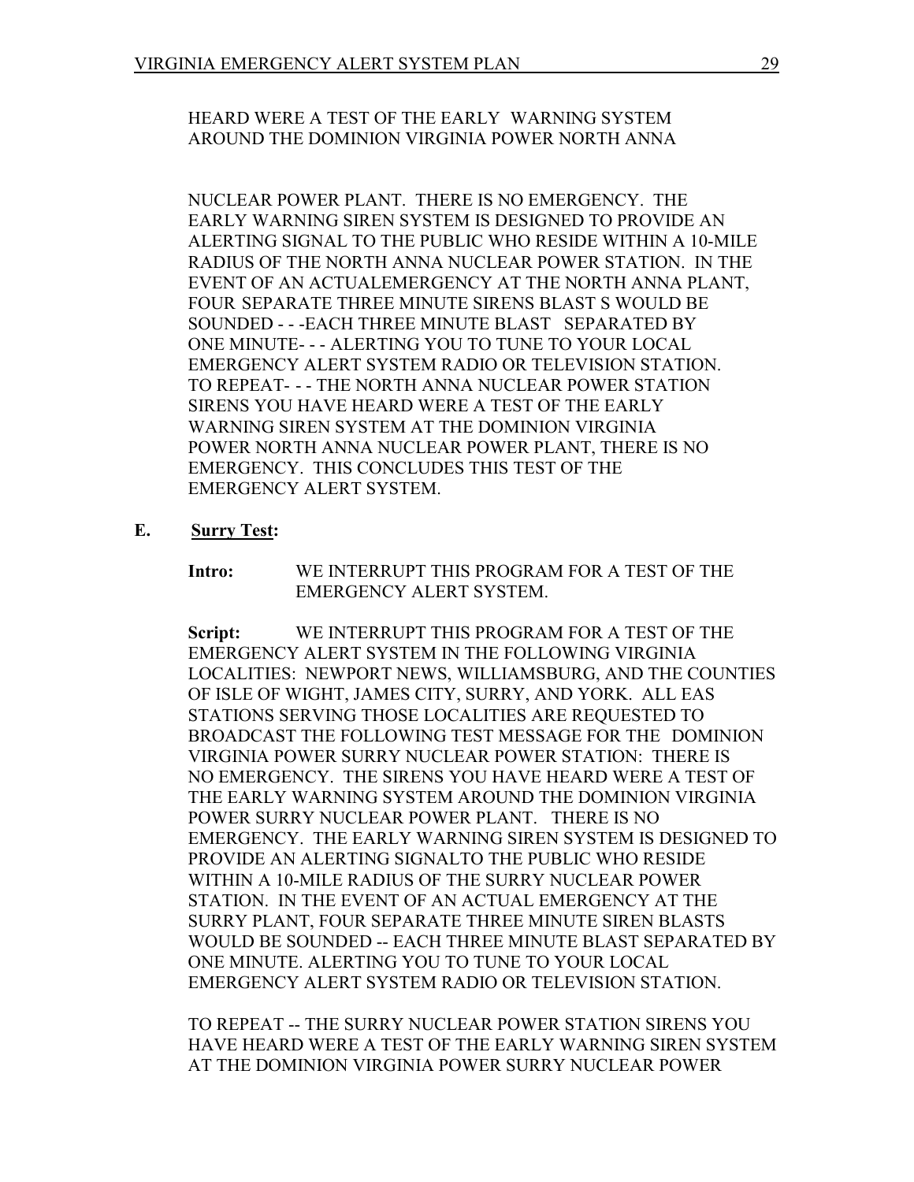HEARD WERE A TEST OF THE EARLY WARNING SYSTEM AROUND THE DOMINION VIRGINIA POWER NORTH ANNA

NUCLEAR POWER PLANT. THERE IS NO EMERGENCY. THE EARLY WARNING SIREN SYSTEM IS DESIGNED TO PROVIDE AN ALERTING SIGNAL TO THE PUBLIC WHO RESIDE WITHIN A 10-MILE RADIUS OF THE NORTH ANNA NUCLEAR POWER STATION. IN THE EVENT OF AN ACTUALEMERGENCY AT THE NORTH ANNA PLANT, FOUR SEPARATE THREE MINUTE SIRENS BLAST S WOULD BE SOUNDED - - -EACH THREE MINUTE BLAST SEPARATED BY ONE MINUTE- - - ALERTING YOU TO TUNE TO YOUR LOCAL EMERGENCY ALERT SYSTEM RADIO OR TELEVISION STATION. TO REPEAT- - - THE NORTH ANNA NUCLEAR POWER STATION SIRENS YOU HAVE HEARD WERE A TEST OF THE EARLY WARNING SIREN SYSTEM AT THE DOMINION VIRGINIA POWER NORTH ANNA NUCLEAR POWER PLANT, THERE IS NO EMERGENCY. THIS CONCLUDES THIS TEST OF THE EMERGENCY ALERT SYSTEM.

**E. Surry Test:**

**Intro:** WE INTERRUPT THIS PROGRAM FOR A TEST OF THE EMERGENCY ALERT SYSTEM.

**Script:** WE INTERRUPT THIS PROGRAM FOR A TEST OF THE EMERGENCY ALERT SYSTEM IN THE FOLLOWING VIRGINIA LOCALITIES: NEWPORT NEWS, WILLIAMSBURG, AND THE COUNTIES OF ISLE OF WIGHT, JAMES CITY, SURRY, AND YORK. ALL EAS STATIONS SERVING THOSE LOCALITIES ARE REQUESTED TO BROADCAST THE FOLLOWING TEST MESSAGE FOR THE DOMINION VIRGINIA POWER SURRY NUCLEAR POWER STATION: THERE IS NO EMERGENCY. THE SIRENS YOU HAVE HEARD WERE A TEST OF THE EARLY WARNING SYSTEM AROUND THE DOMINION VIRGINIA POWER SURRY NUCLEAR POWER PLANT. THERE IS NO EMERGENCY. THE EARLY WARNING SIREN SYSTEM IS DESIGNED TO PROVIDE AN ALERTING SIGNALTO THE PUBLIC WHO RESIDE WITHIN A 10-MILE RADIUS OF THE SURRY NUCLEAR POWER STATION. IN THE EVENT OF AN ACTUAL EMERGENCY AT THE SURRY PLANT, FOUR SEPARATE THREE MINUTE SIREN BLASTS WOULD BE SOUNDED -- EACH THREE MINUTE BLAST SEPARATED BY ONE MINUTE. ALERTING YOU TO TUNE TO YOUR LOCAL EMERGENCY ALERT SYSTEM RADIO OR TELEVISION STATION.

TO REPEAT -- THE SURRY NUCLEAR POWER STATION SIRENS YOU HAVE HEARD WERE A TEST OF THE EARLY WARNING SIREN SYSTEM AT THE DOMINION VIRGINIA POWER SURRY NUCLEAR POWER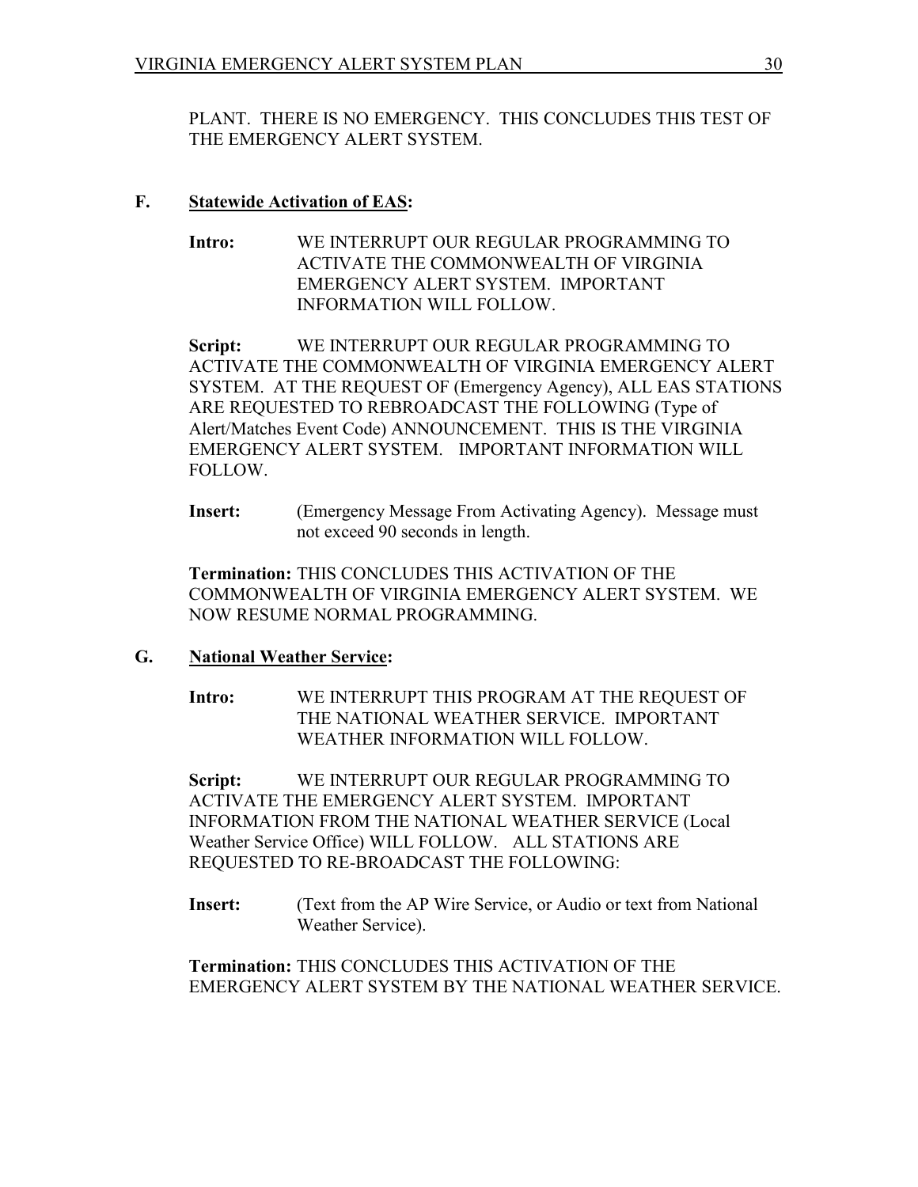PLANT. THERE IS NO EMERGENCY. THIS CONCLUDES THIS TEST OF THE EMERGENCY ALERT SYSTEM.

**F. Statewide Activation of EAS:**

**Intro:** WE INTERRUPT OUR REGULAR PROGRAMMING TO ACTIVATE THE COMMONWEALTH OF VIRGINIA EMERGENCY ALERT SYSTEM. IMPORTANT INFORMATION WILL FOLLOW.

**Script:** WE INTERRUPT OUR REGULAR PROGRAMMING TO ACTIVATE THE COMMONWEALTH OF VIRGINIA EMERGENCY ALERT SYSTEM. AT THE REQUEST OF (Emergency Agency), ALL EAS STATIONS ARE REQUESTED TO REBROADCAST THE FOLLOWING (Type of Alert/Matches Event Code) ANNOUNCEMENT. THIS IS THE VIRGINIA EMERGENCY ALERT SYSTEM. IMPORTANT INFORMATION WILL FOLLOW.

**Insert:** (Emergency Message From Activating Agency). Message must not exceed 90 seconds in length.

**Termination:** THIS CONCLUDES THIS ACTIVATION OF THE COMMONWEALTH OF VIRGINIA EMERGENCY ALERT SYSTEM. WE NOW RESUME NORMAL PROGRAMMING.

**G. National Weather Service:**

**Intro:** WE INTERRUPT THIS PROGRAM AT THE REQUEST OF THE NATIONAL WEATHER SERVICE. IMPORTANT WEATHER INFORMATION WILL FOLLOW.

**Script:** WE INTERRUPT OUR REGULAR PROGRAMMING TO ACTIVATE THE EMERGENCY ALERT SYSTEM. IMPORTANT INFORMATION FROM THE NATIONAL WEATHER SERVICE (Local Weather Service Office) WILL FOLLOW. ALL STATIONS ARE REQUESTED TO RE-BROADCAST THE FOLLOWING:

**Insert:** (Text from the AP Wire Service, or Audio or text from National Weather Service).

**Termination:** THIS CONCLUDES THIS ACTIVATION OF THE EMERGENCY ALERT SYSTEM BY THE NATIONAL WEATHER SERVICE.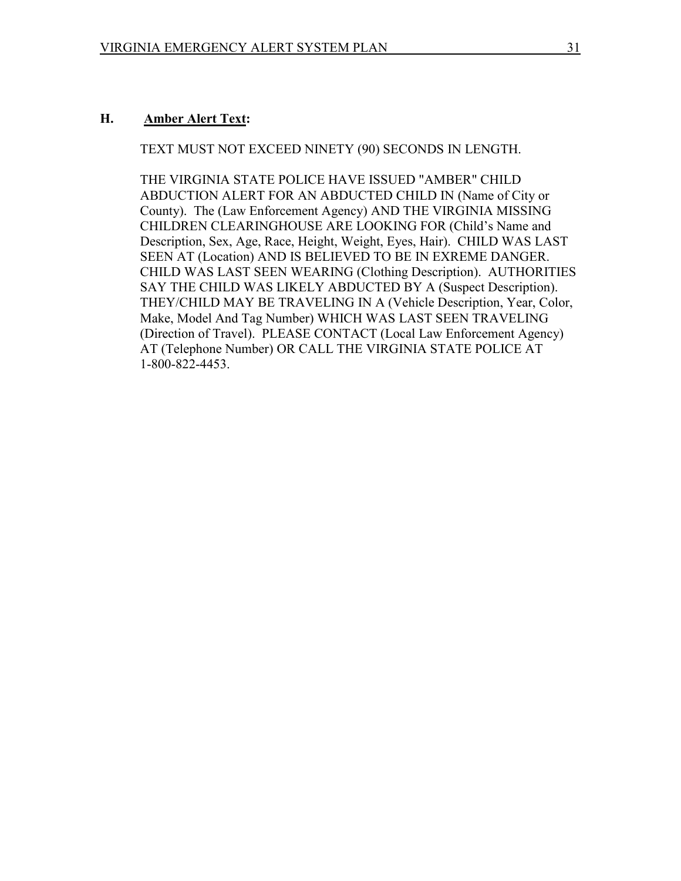## H. Amber Alert Text:

TEXT MUST NOT EXCEED NINETY (90) SECONDS IN LENGTH.

THE VIRGINIA STATE POLICE HAVE ISSUED "AMBER" CHILD ABDUCTION ALERT FOR AN ABDUCTED CHILD IN (Name of City or County). The (Law Enforcement Agency) AND THE VIRGINIA MISSING CHILDREN CLEARINGHOUSE ARE LOOKING FOR (Child's Name and Description, Sex, Age, Race, Height, Weight, Eyes, Hair). CHILD WAS LAST SEEN AT (Location) AND IS BELIEVED TO BE IN EXREME DANGER. CHILD WAS LAST SEEN WEARING (Clothing Description). AUTHORITIES SAY THE CHILD WAS LIKELY ABDUCTED BY A (Suspect Description). THEY/CHILD MAY BE TRAVELING IN A (Vehicle Description, Year, Color, Make, Model And Tag Number) WHICH WAS LAST SEEN TRAVELING (Direction of Travel). PLEASE CONTACT (Local Law Enforcement Agency) AT (Telephone Number) OR CALL THE VIRGINIA STATE POLICE AT 1-800-822-4453.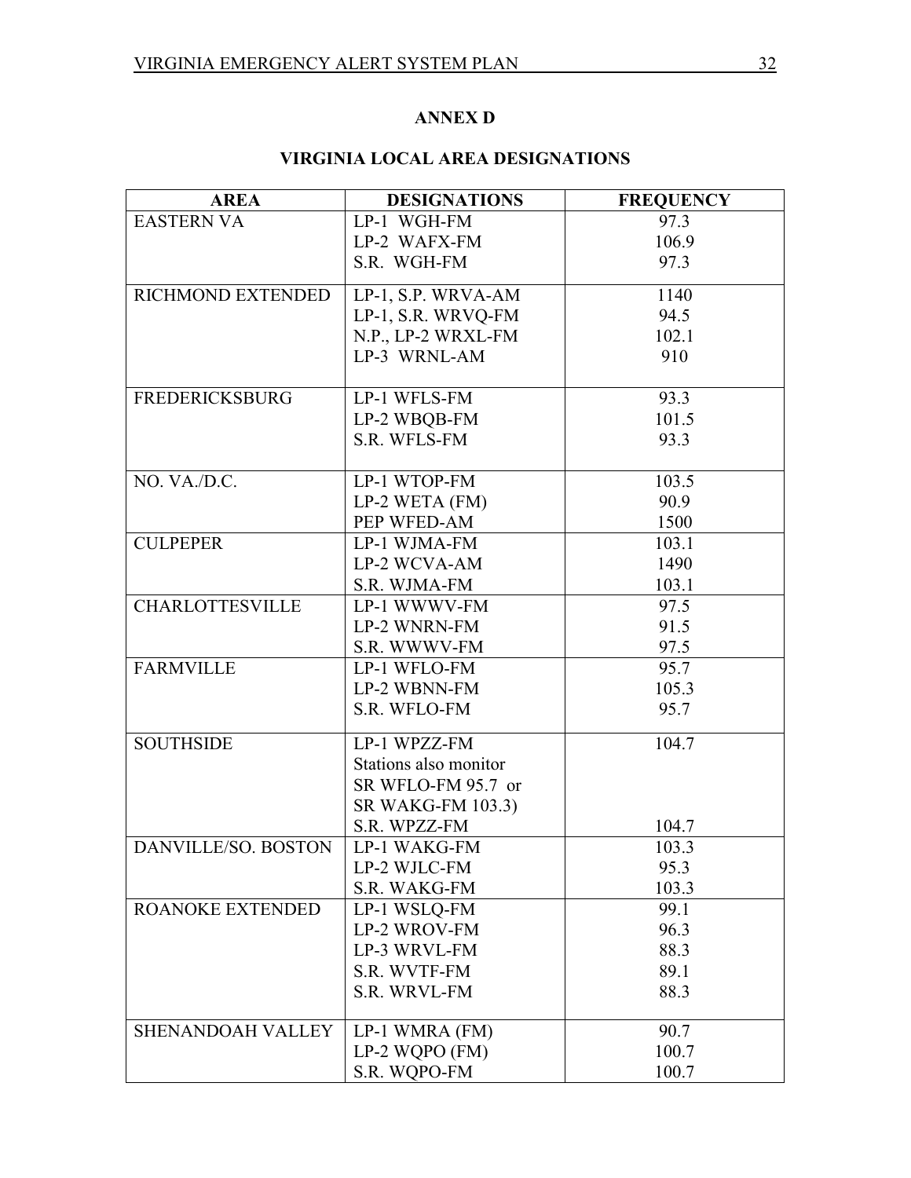## ANNEX D

## VIRGINIA LOCAL AREA DESIGNATIONS

| AREA | DESIGNATIONS | FREQUENCY |
|---|---|---|
| EASTERN VA | LP-1 WGH-FM<br>LP-2 WAFX-FM<br>S.R. WGH-FM | 97.3<br>106.9<br>97.3 |
| RICHMOND EXTENDED | LP-1, S.P. WRVA-AM<br>LP-1, S.R. WRVQ-FM<br>N.P., LP-2 WRXL-FM<br>LP-3 WRNL-AM | 1140<br>94.5<br>102.1<br>910 |
| FREDERICKSBURG | LP-1 WFLS-FM<br>LP-2 WBQB-FM<br>S.R. WFLS-FM | 93.3<br>101.5<br>93.3 |
| NO. VA./D.C. | LP-1 WTOP-FM<br>LP-2 WETA (FM)<br>PEP WFED-AM | 103.5<br>90.9<br>1500 |
| CULPEPER | LP-1 WJMA-FM<br>LP-2 WCVA-AM<br>S.R. WJMA-FM | 103.1<br>1490<br>103.1 |
| CHARLOTTESVILLE | LP-1 WWWV-FM<br>LP-2 WNRN-FM<br>S.R. WWWV-FM | 97.5<br>91.5<br>97.5 |
| FARMVILLE | LP-1 WFLO-FM<br>LP-2 WBNN-FM<br>S.R. WFLO-FM | 95.7<br>105.3<br>95.7 |
| SOUTHSIDE | LP-1 WPZZ-FM<br>Stations also monitor<br>SR WFLO-FM 95.7 or<br>SR WAKG-FM 103.3)<br>S.R. WPZZ-FM | 104.7<br><br><br><br>104.7 |
| DANVILLE/SO. BOSTON | LP-1 WAKG-FM<br>LP-2 WJLC-FM<br>S.R. WAKG-FM | 103.3<br>95.3<br>103.3 |
| ROANOKE EXTENDED | LP-1 WSLQ-FM<br>LP-2 WROV-FM<br>LP-3 WRVL-FM<br>S.R. WVTF-FM<br>S.R. WRVL-FM | 99.1<br>96.3<br>88.3<br>89.1<br>88.3 |
| SHENANDOAH VALLEY | LP-1 WMRA (FM)<br>LP-2 WQPO (FM)<br>S.R. WQPO-FM | 90.7<br>100.7<br>100.7 |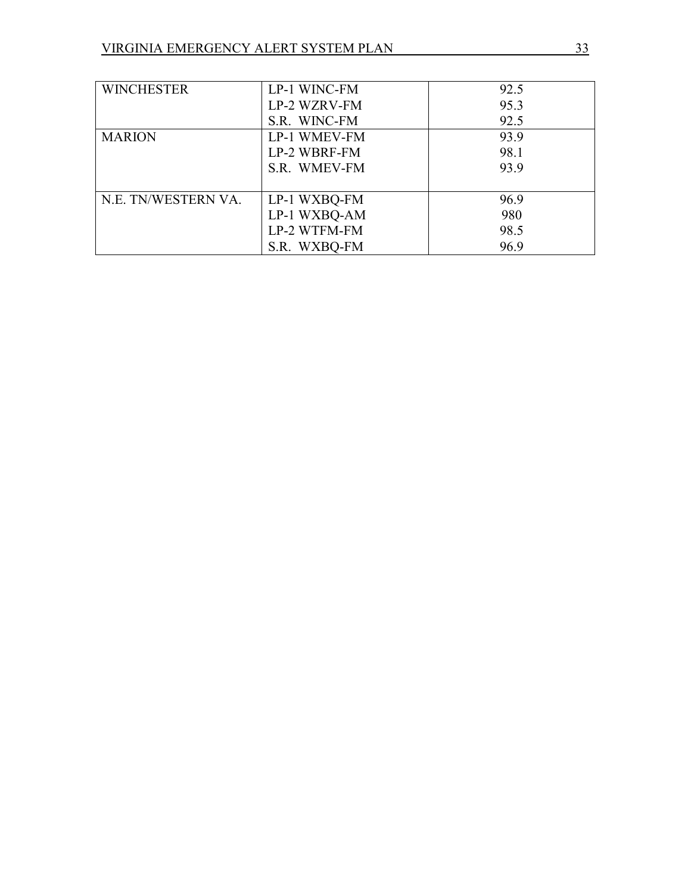| | | |
|---|---|---|
| WINCHESTER | LP-1 WINC-FM | 92.5 |
| | LP-2 WZRV-FM | 95.3 |
| | S.R. WINC-FM | 92.5 |
| MARION | LP-1 WMEV-FM | 93.9 |
| | LP-2 WBRF-FM | 98.1 |
| | S.R. WMEV-FM | 93.9 |
| N.E. TN/WESTERN VA. | LP-1 WXBQ-FM | 96.9 |
| | LP-1 WXBQ-AM | 980 |
| | LP-2 WTFM-FM | 98.5 |
| | S.R. WXBQ-FM | 96.9 |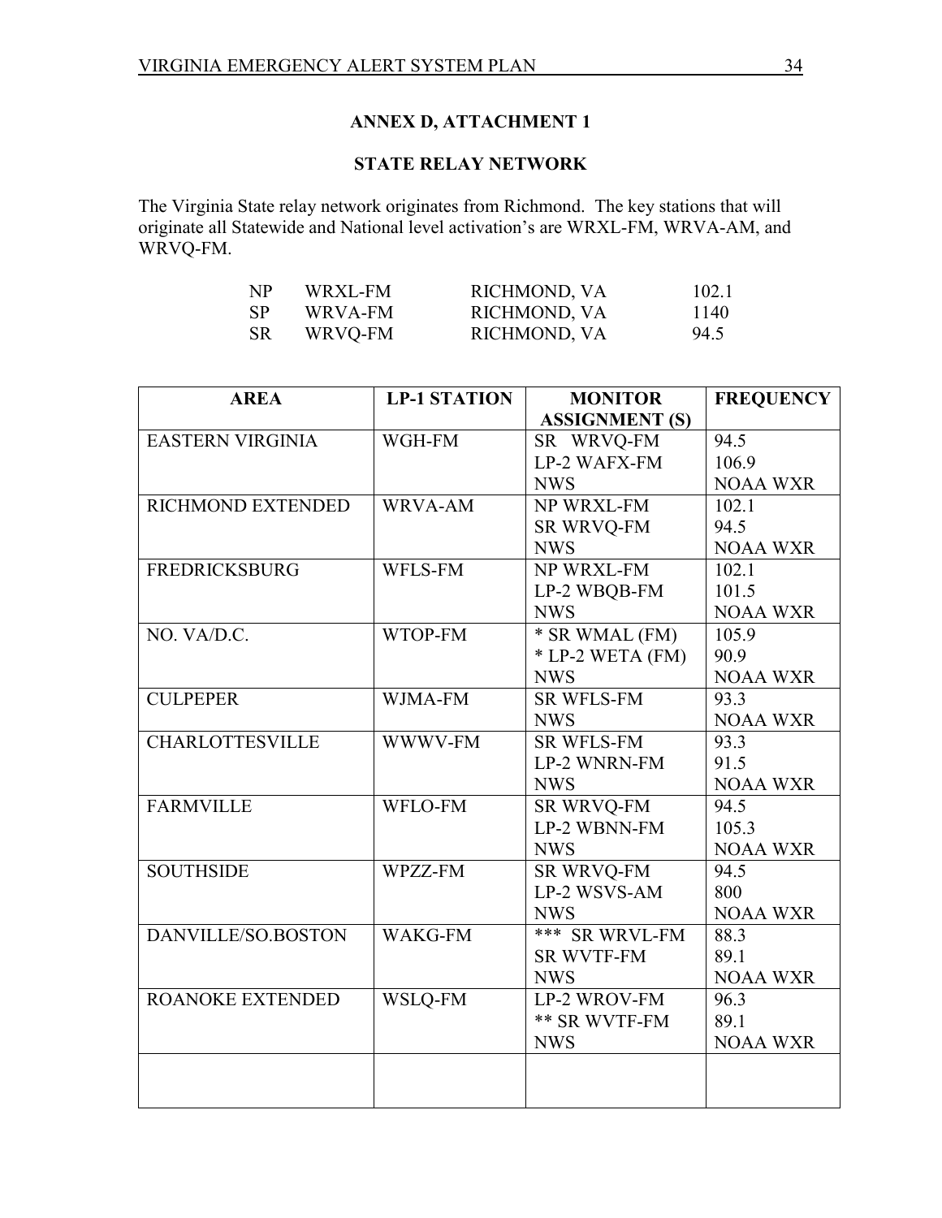## ANNEX D, ATTACHMENT 1

## STATE RELAY NETWORK

The Virginia State relay network originates from Richmond. The key stations that will originate all Statewide and National level activation's are WRXL-FM, WRVA-AM, and WRVQ-FM.

| | | | |
|---|---|---|---|
| NP | WRXL-FM | RICHMOND, VA | 102.1 |
| SP | WRVA-FM | RICHMOND, VA | 1140 |
| SR | WRVQ-FM | RICHMOND, VA | 94.5 |

| AREA | LP-1 STATION | MONITOR ASSIGNMENT (S) | FREQUENCY |
|---|---|---|---|
| EASTERN VIRGINIA | WGH-FM | SR WRVQ-FM<br>LP-2 WAFX-FM<br>NWS | 94.5<br>106.9<br>NOAA WXR |
| RICHMOND EXTENDED | WRVA-AM | NP WRXL-FM<br>SR WRVQ-FM<br>NWS | 102.1<br>94.5<br>NOAA WXR |
| FREDRICKSBURG | WFLS-FM | NP WRXL-FM<br>LP-2 WBQB-FM<br>NWS | 102.1<br>101.5<br>NOAA WXR |
| NO. VA/D.C. | WTOP-FM | * SR WMAL (FM)<br>* LP-2 WETA (FM)<br>NWS | 105.9<br>90.9<br>NOAA WXR |
| CULPEPER | WJMA-FM | SR WFLS-FM<br>NWS | 93.3<br>NOAA WXR |
| CHARLOTTESVILLE | WWWV-FM | SR WFLS-FM<br>LP-2 WNRN-FM<br>NWS | 93.3<br>91.5<br>NOAA WXR |
| FARMVILLE | WFLO-FM | SR WRVQ-FM<br>LP-2 WBNN-FM<br>NWS | 94.5<br>105.3<br>NOAA WXR |
| SOUTHSIDE | WPZZ-FM | SR WRVQ-FM<br>LP-2 WSVS-AM<br>NWS | 94.5<br>800<br>NOAA WXR |
| DANVILLE/SO.BOSTON | WAKG-FM | *** SR WRVL-FM<br>SR WVTF-FM<br>NWS | 88.3<br>89.1<br>NOAA WXR |
| ROANOKE EXTENDED | WSLQ-FM | LP-2 WROV-FM<br>** SR WVTF-FM<br>NWS | 96.3<br>89.1<br>NOAA WXR |
| | | | |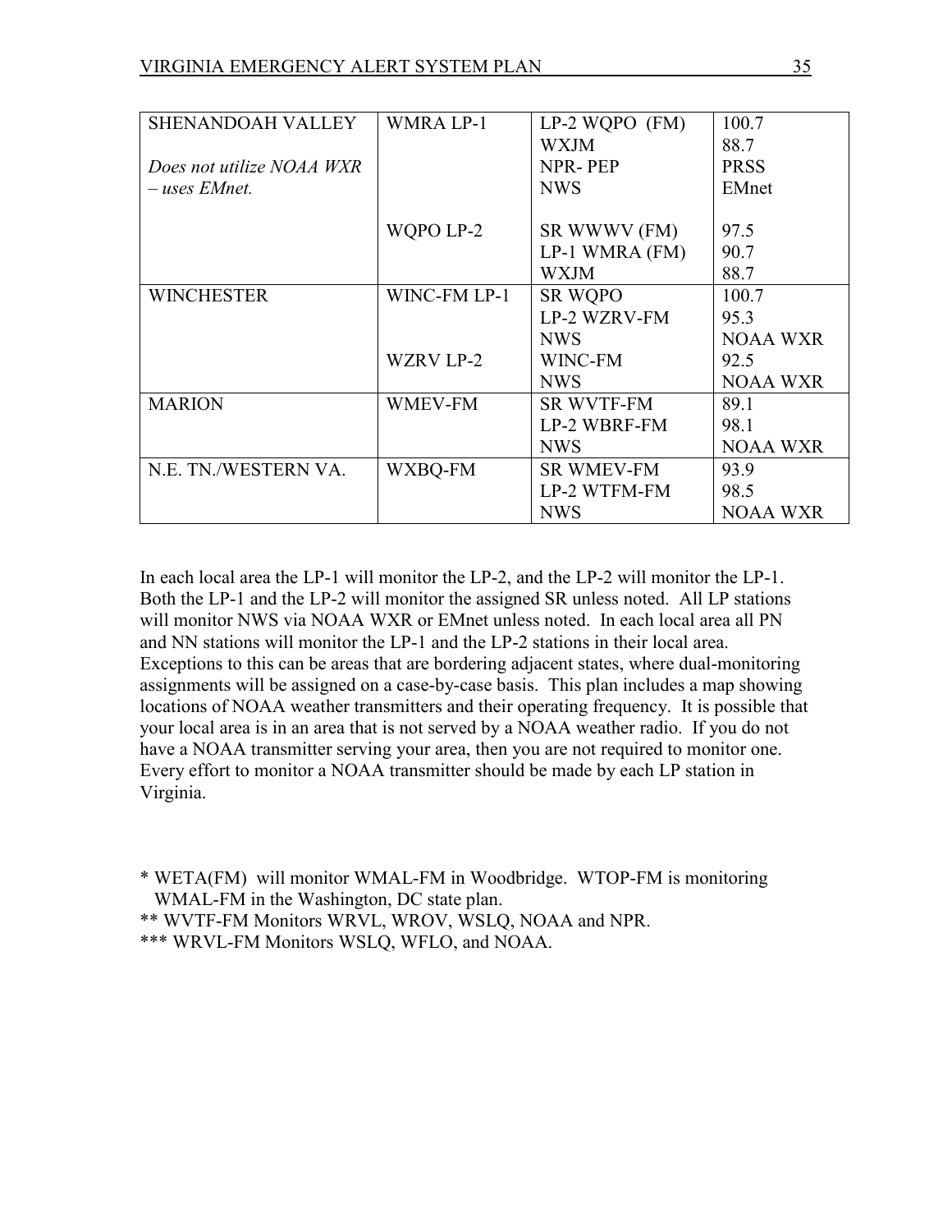| | | | |
|---|---|---|---|
| SHENANDOAH VALLEY<br><br>*Does not utilize NOAA WXR – uses EMnet.* | WMRA LP-1<br><br><br><br><br>WQPO LP-2 | LP-2 WQPO (FM)<br>WXJM<br>NPR- PEP<br>NWS<br><br>SR WWWV (FM)<br>LP-1 WMRA (FM)<br>WXJM | 100.7<br>88.7<br>PRSS<br>EMnet<br><br>97.5<br>90.7<br>88.7 |
| WINCHESTER | WINC-FM LP-1<br><br><br>WZRV LP-2 | SR WQPO<br>LP-2 WZRV-FM<br>NWS<br>WINC-FM<br>NWS | 100.7<br>95.3<br>NOAA WXR<br>92.5<br>NOAA WXR |
| MARION | WMEV-FM | SR WVTF-FM<br>LP-2 WBRF-FM<br>NWS | 89.1<br>98.1<br>NOAA WXR |
| N.E. TN./WESTERN VA. | WXBQ-FM | SR WMEV-FM<br>LP-2 WTFM-FM<br>NWS | 93.9<br>98.5<br>NOAA WXR |

In each local area the LP-1 will monitor the LP-2, and the LP-2 will monitor the LP-1. Both the LP-1 and the LP-2 will monitor the assigned SR unless noted. All LP stations will monitor NWS via NOAA WXR or EMnet unless noted. In each local area all PN and NN stations will monitor the LP-1 and the LP-2 stations in their local area. Exceptions to this can be areas that are bordering adjacent states, where dual-monitoring assignments will be assigned on a case-by-case basis. This plan includes a map showing locations of NOAA weather transmitters and their operating frequency. It is possible that your local area is in an area that is not served by a NOAA weather radio. If you do not have a NOAA transmitter serving your area, then you are not required to monitor one. Every effort to monitor a NOAA transmitter should be made by each LP station in Virginia.

\* WETA(FM) will monitor WMAL-FM in Woodbridge. WTOP-FM is monitoring WMAL-FM in the Washington, DC state plan.

\** WVTF-FM Monitors WRVL, WROV, WSLQ, NOAA and NPR.

\*** WRVL-FM Monitors WSLQ, WFLO, and NOAA.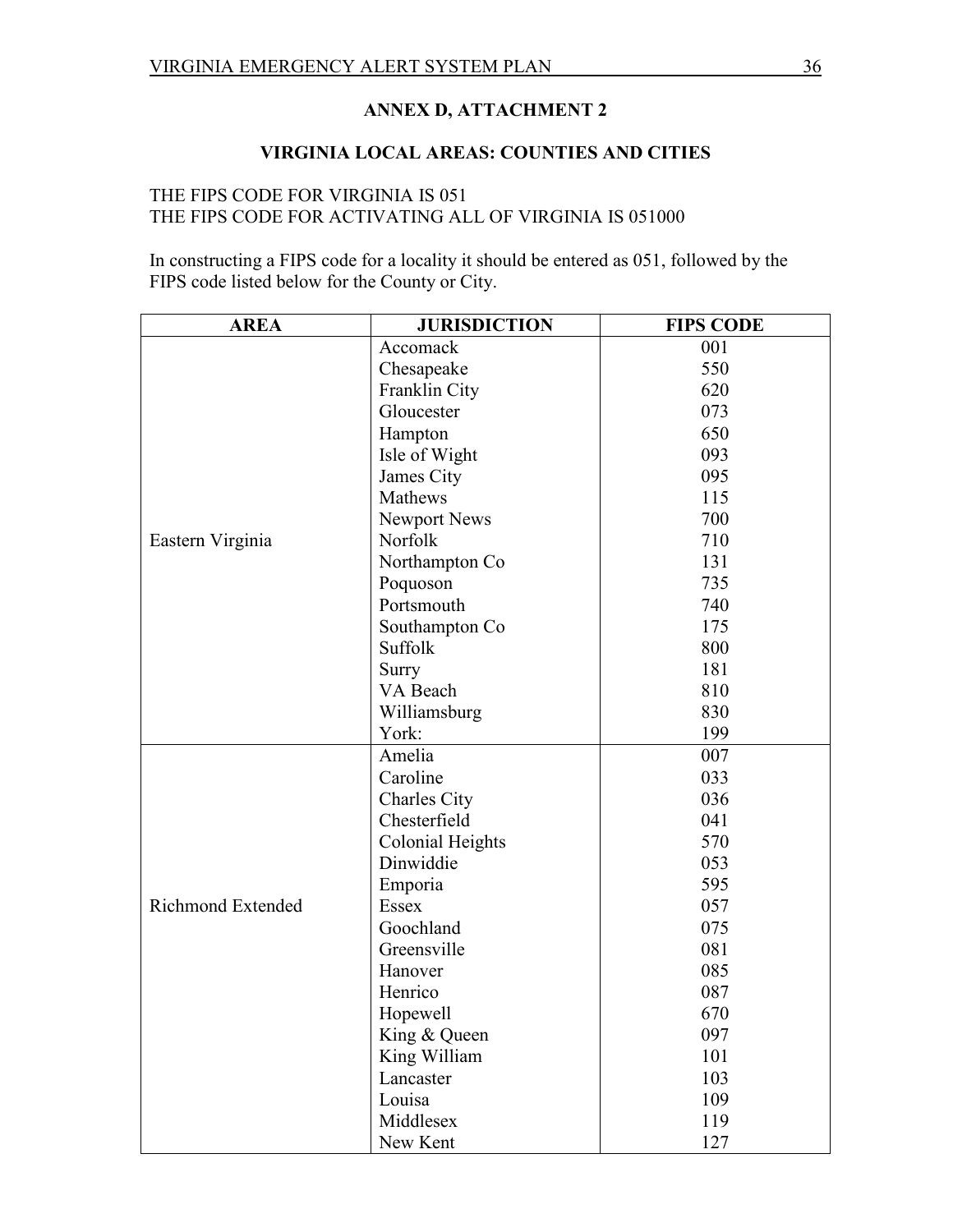## ANNEX D, ATTACHMENT 2

## VIRGINIA LOCAL AREAS: COUNTIES AND CITIES

THE FIPS CODE FOR VIRGINIA IS 051
THE FIPS CODE FOR ACTIVATING ALL OF VIRGINIA IS 051000

In constructing a FIPS code for a locality it should be entered as 051, followed by the FIPS code listed below for the County or City.

| AREA | JURISDICTION | FIPS CODE |
|---|---|---|
| Eastern Virginia | Accomack | 001 |
| | Chesapeake | 550 |
| | Franklin City | 620 |
| | Gloucester | 073 |
| | Hampton | 650 |
| | Isle of Wight | 093 |
| | James City | 095 |
| | Mathews | 115 |
| | Newport News | 700 |
| | Norfolk | 710 |
| | Northampton Co | 131 |
| | Poquoson | 735 |
| | Portsmouth | 740 |
| | Southampton Co | 175 |
| | Suffolk | 800 |
| | Surry | 181 |
| | VA Beach | 810 |
| | Williamsburg | 830 |
| | York: | 199 |
| Richmond Extended | Amelia | 007 |
| | Caroline | 033 |
| | Charles City | 036 |
| | Chesterfield | 041 |
| | Colonial Heights | 570 |
| | Dinwiddie | 053 |
| | Emporia | 595 |
| | Essex | 057 |
| | Goochland | 075 |
| | Greensville | 081 |
| | Hanover | 085 |
| | Henrico | 087 |
| | Hopewell | 670 |
| | King & Queen | 097 |
| | King William | 101 |
| | Lancaster | 103 |
| | Louisa | 109 |
| | Middlesex | 119 |
| | New Kent | 127 |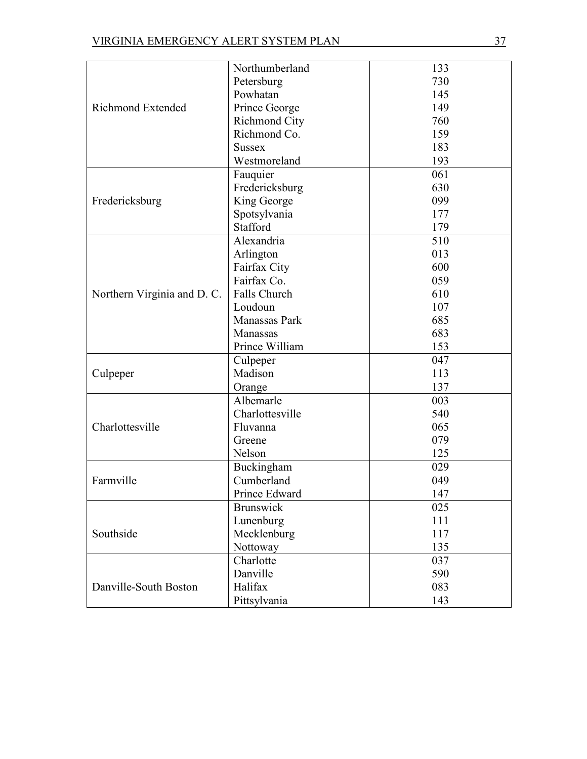| | | |
|---|---|---|
| Richmond Extended | Northumberland | 133 |
| | Petersburg | 730 |
| | Powhatan | 145 |
| | Prince George | 149 |
| | Richmond City | 760 |
| | Richmond Co. | 159 |
| | Sussex | 183 |
| | Westmoreland | 193 |
| Fredericksburg | Fauquier | 061 |
| | Fredericksburg | 630 |
| | King George | 099 |
| | Spotsylvania | 177 |
| | Stafford | 179 |
| Northern Virginia and D. C. | Alexandria | 510 |
| | Arlington | 013 |
| | Fairfax City | 600 |
| | Fairfax Co. | 059 |
| | Falls Church | 610 |
| | Loudoun | 107 |
| | Manassas Park | 685 |
| | Manassas | 683 |
| | Prince William | 153 |
| Culpeper | Culpeper | 047 |
| | Madison | 113 |
| | Orange | 137 |
| Charlottesville | Albemarle | 003 |
| | Charlottesville | 540 |
| | Fluvanna | 065 |
| | Greene | 079 |
| | Nelson | 125 |
| Farmville | Buckingham | 029 |
| | Cumberland | 049 |
| | Prince Edward | 147 |
| Southside | Brunswick | 025 |
| | Lunenburg | 111 |
| | Mecklenburg | 117 |
| | Nottoway | 135 |
| Danville-South Boston | Charlotte | 037 |
| | Danville | 590 |
| | Halifax | 083 |
| | Pittsylvania | 143 |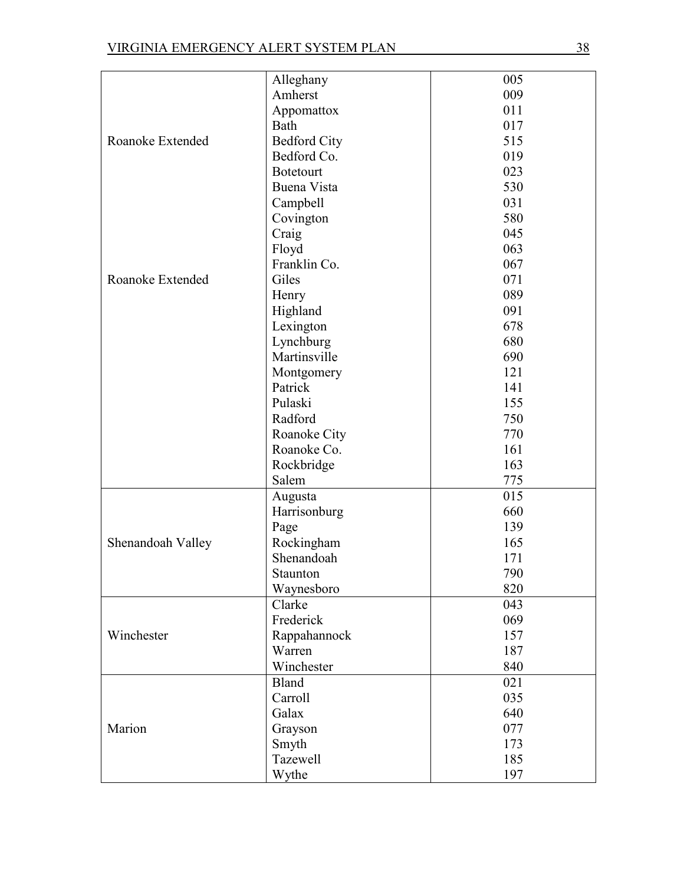| | | |
|---|---|---|
| Roanoke Extended | Alleghany | 005 |
| | Amherst | 009 |
| | Appomattox | 011 |
| | Bath | 017 |
| | Bedford City | 515 |
| | Bedford Co. | 019 |
| | Botetourt | 023 |
| | Buena Vista | 530 |
| | Campbell | 031 |
| | Covington | 580 |
| | Craig | 045 |
| | Floyd | 063 |
| | Franklin Co. | 067 |
| Roanoke Extended | Giles | 071 |
| | Henry | 089 |
| | Highland | 091 |
| | Lexington | 678 |
| | Lynchburg | 680 |
| | Martinsville | 690 |
| | Montgomery | 121 |
| | Patrick | 141 |
| | Pulaski | 155 |
| | Radford | 750 |
| | Roanoke City | 770 |
| | Roanoke Co. | 161 |
| | Rockbridge | 163 |
| | Salem | 775 |
| Shenandoah Valley | Augusta | 015 |
| | Harrisonburg | 660 |
| | Page | 139 |
| | Rockingham | 165 |
| | Shenandoah | 171 |
| | Staunton | 790 |
| | Waynesboro | 820 |
| Winchester | Clarke | 043 |
| | Frederick | 069 |
| | Rappahannock | 157 |
| | Warren | 187 |
| | Winchester | 840 |
| Marion | Bland | 021 |
| | Carroll | 035 |
| | Galax | 640 |
| | Grayson | 077 |
| | Smyth | 173 |
| | Tazewell | 185 |
| | Wythe | 197 |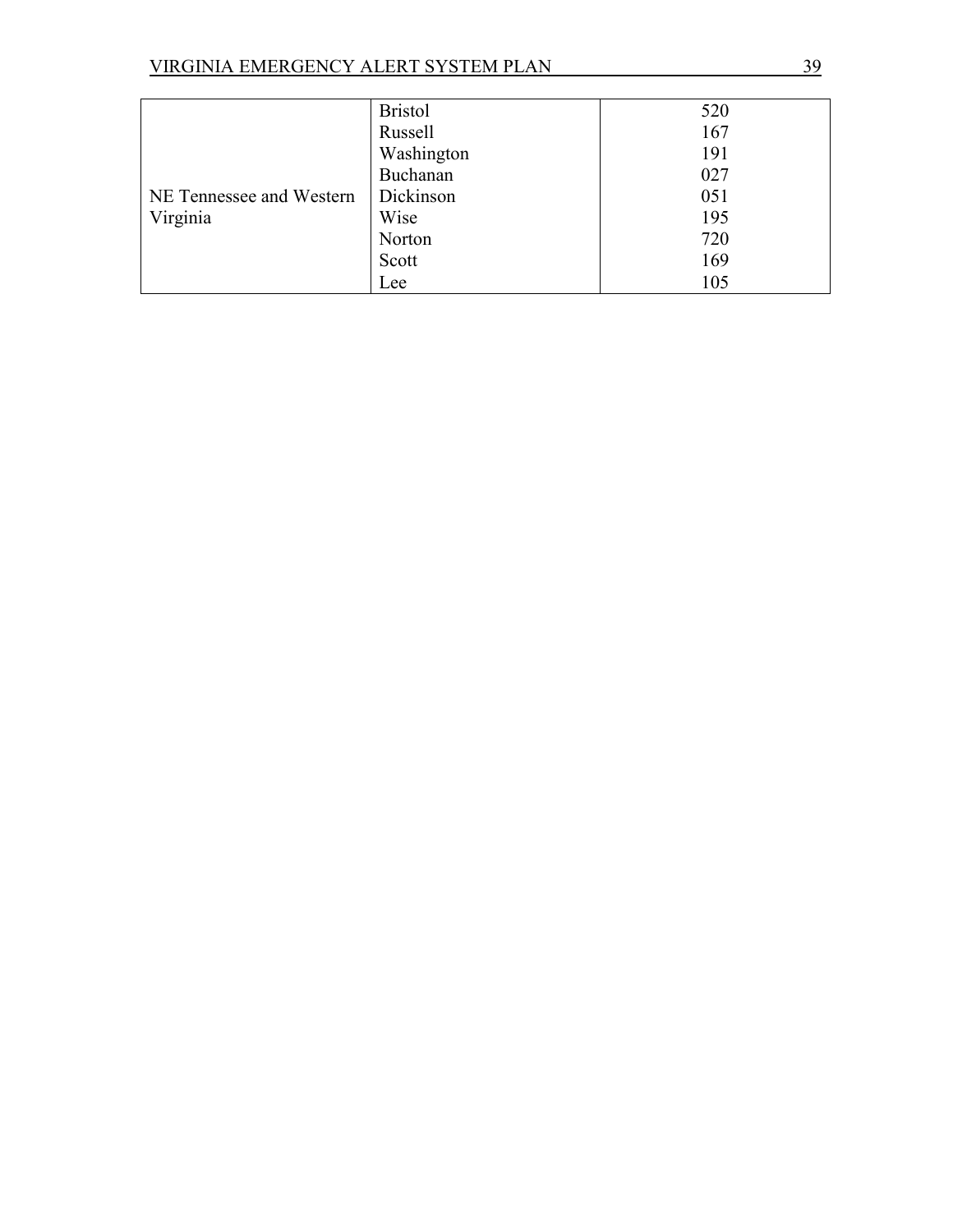| | | |
|---|---|---|
| NE Tennessee and Western Virginia | Bristol | 520 |
| | Russell | 167 |
| | Washington | 191 |
| | Buchanan | 027 |
| | Dickinson | 051 |
| | Wise | 195 |
| | Norton | 720 |
| | Scott | 169 |
| | Lee | 105 |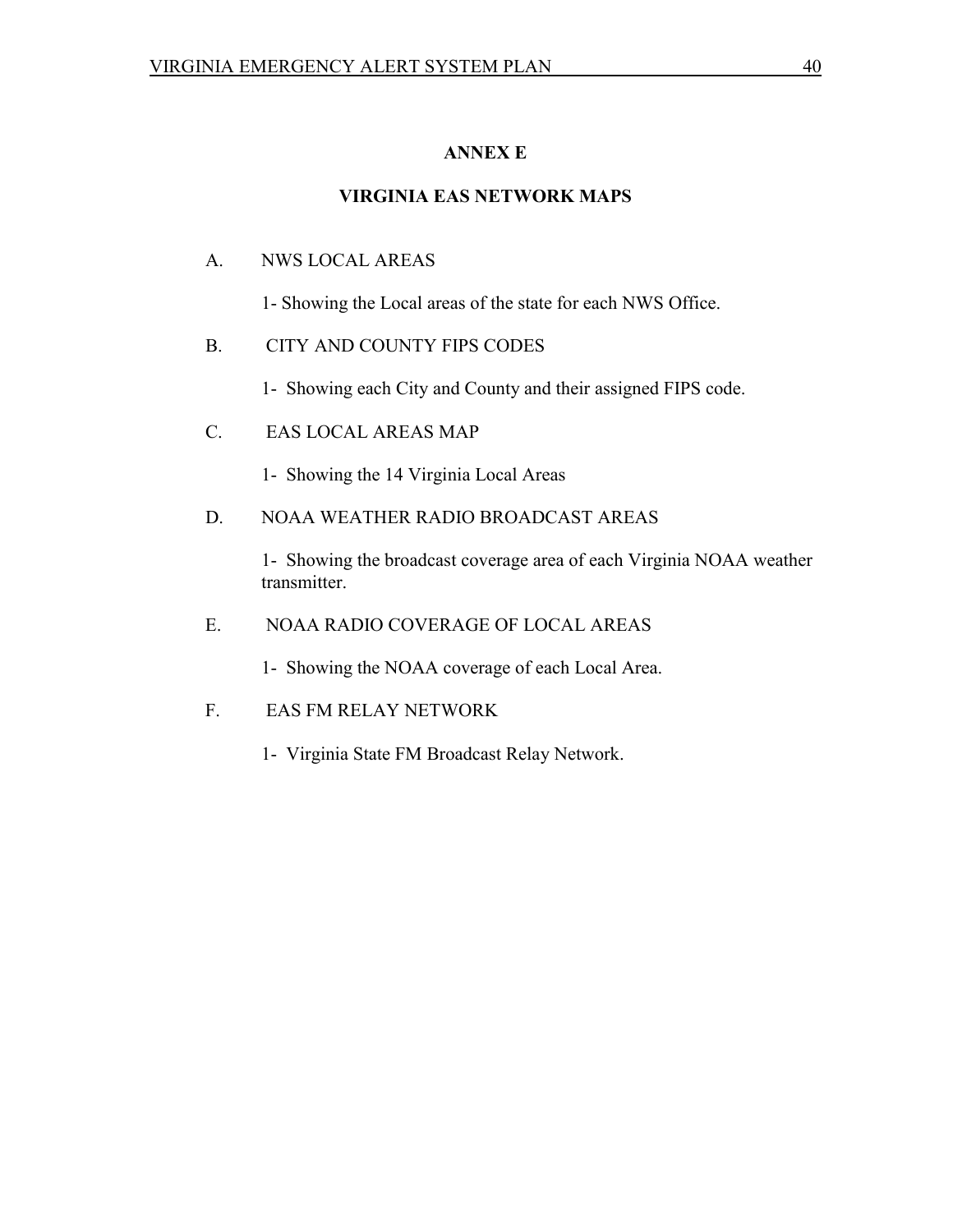# ANNEX E

## VIRGINIA EAS NETWORK MAPS

A. NWS LOCAL AREAS

1- Showing the Local areas of the state for each NWS Office.

B. CITY AND COUNTY FIPS CODES

1- Showing each City and County and their assigned FIPS code.

C. EAS LOCAL AREAS MAP

1- Showing the 14 Virginia Local Areas

D. NOAA WEATHER RADIO BROADCAST AREAS

1- Showing the broadcast coverage area of each Virginia NOAA weather transmitter.

E. NOAA RADIO COVERAGE OF LOCAL AREAS

1- Showing the NOAA coverage of each Local Area.

F. EAS FM RELAY NETWORK

1- Virginia State FM Broadcast Relay Network.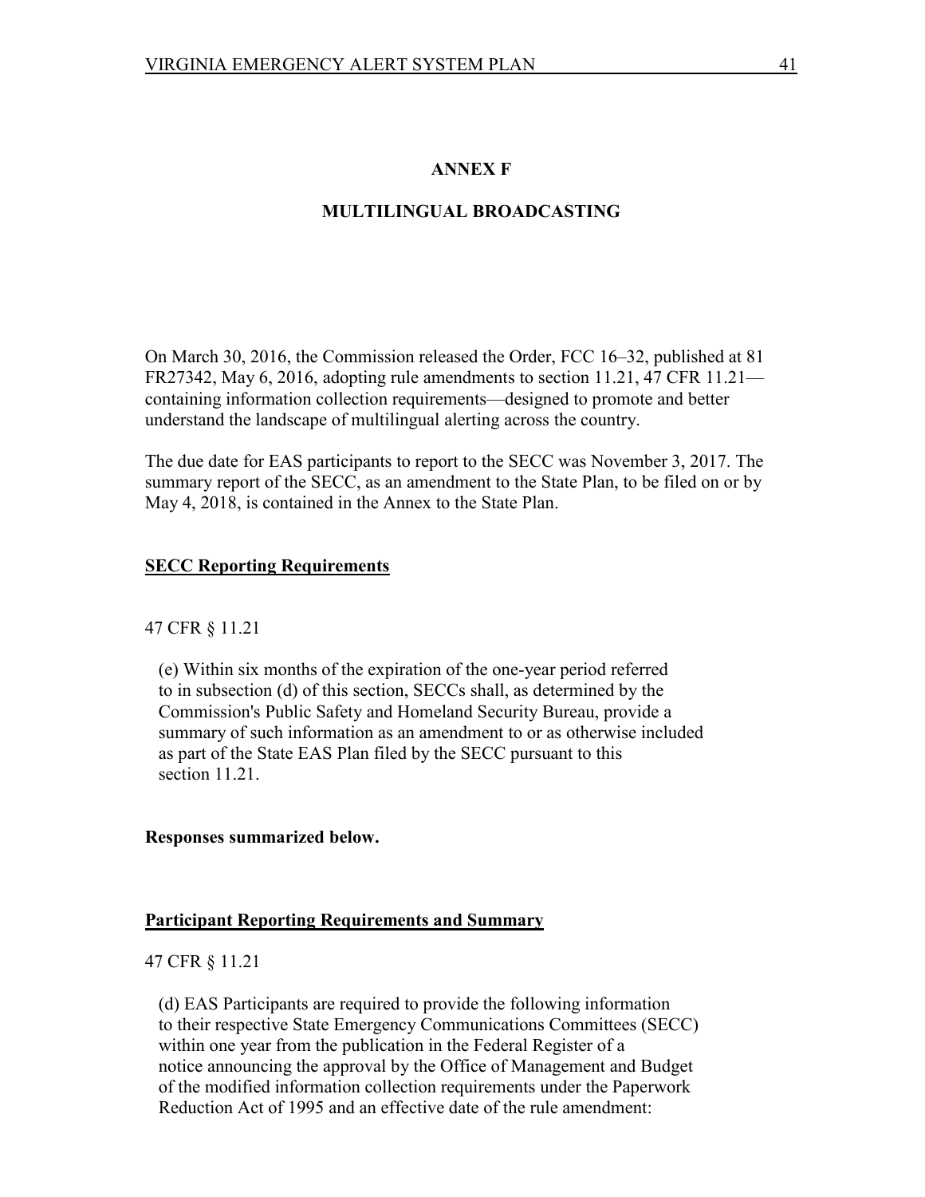# ANNEX F

## MULTILINGUAL BROADCASTING

On March 30, 2016, the Commission released the Order, FCC 16–32, published at 81 FR27342, May 6, 2016, adopting rule amendments to section 11.21, 47 CFR 11.21—containing information collection requirements—designed to promote and better understand the landscape of multilingual alerting across the country.

The due date for EAS participants to report to the SECC was November 3, 2017. The summary report of the SECC, as an amendment to the State Plan, to be filed on or by May 4, 2018, is contained in the Annex to the State Plan.

### SECC Reporting Requirements

47 CFR § 11.21

> (e) Within six months of the expiration of the one-year period referred to in subsection (d) of this section, SECCs shall, as determined by the Commission's Public Safety and Homeland Security Bureau, provide a summary of such information as an amendment to or as otherwise included as part of the State EAS Plan filed by the SECC pursuant to this section 11.21.

**Responses summarized below.**

### Participant Reporting Requirements and Summary

47 CFR § 11.21

> (d) EAS Participants are required to provide the following information to their respective State Emergency Communications Committees (SECC) within one year from the publication in the Federal Register of a notice announcing the approval by the Office of Management and Budget of the modified information collection requirements under the Paperwork Reduction Act of 1995 and an effective date of the rule amendment: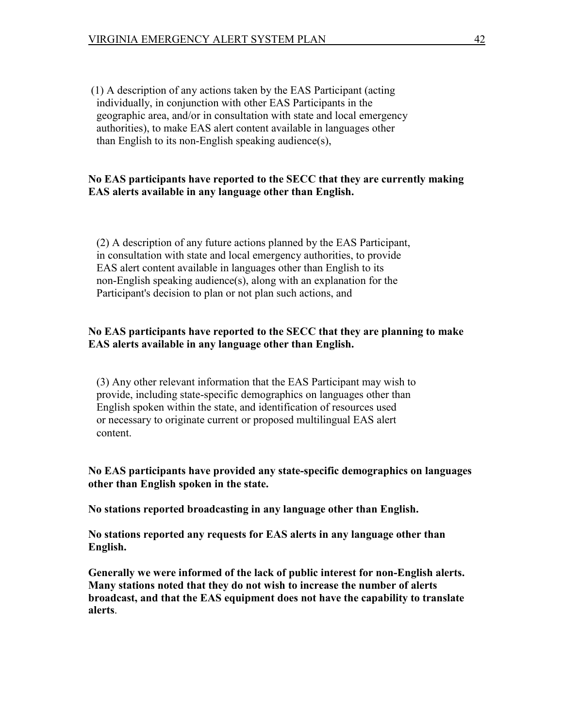(1) A description of any actions taken by the EAS Participant (acting individually, in conjunction with other EAS Participants in the geographic area, and/or in consultation with state and local emergency authorities), to make EAS alert content available in languages other than English to its non-English speaking audience(s),

**No EAS participants have reported to the SECC that they are currently making EAS alerts available in any language other than English.**

(2) A description of any future actions planned by the EAS Participant, in consultation with state and local emergency authorities, to provide EAS alert content available in languages other than English to its non-English speaking audience(s), along with an explanation for the Participant's decision to plan or not plan such actions, and

**No EAS participants have reported to the SECC that they are planning to make EAS alerts available in any language other than English.**

(3) Any other relevant information that the EAS Participant may wish to provide, including state-specific demographics on languages other than English spoken within the state, and identification of resources used or necessary to originate current or proposed multilingual EAS alert content.

**No EAS participants have provided any state-specific demographics on languages other than English spoken in the state.**

**No stations reported broadcasting in any language other than English.**

**No stations reported any requests for EAS alerts in any language other than English.**

**Generally we were informed of the lack of public interest for non-English alerts. Many stations noted that they do not wish to increase the number of alerts broadcast, and that the EAS equipment does not have the capability to translate alerts**.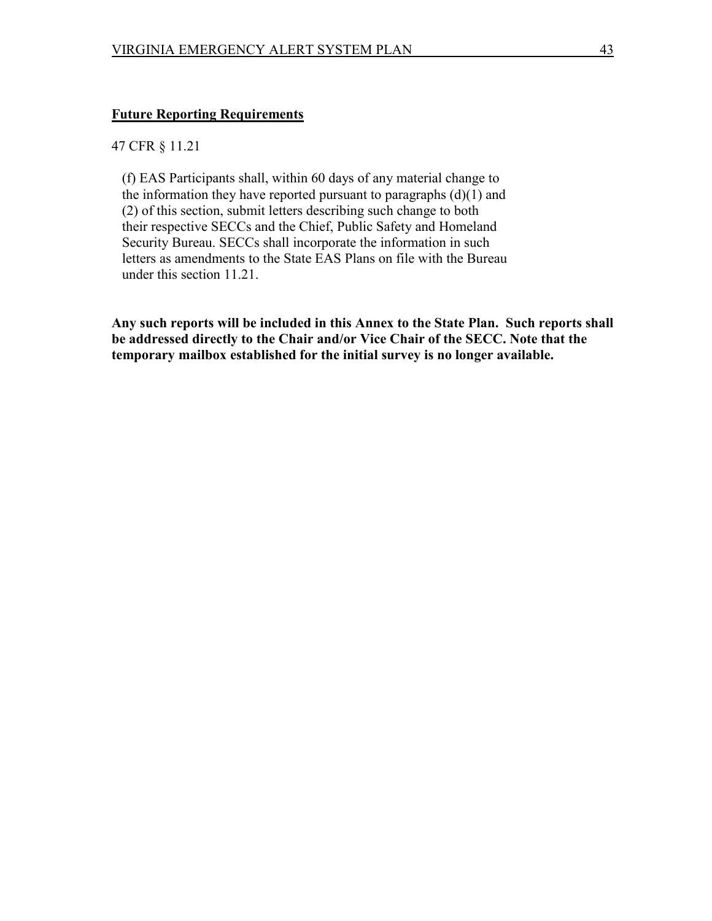**Future Reporting Requirements**

47 CFR § 11.21

> (f) EAS Participants shall, within 60 days of any material change to the information they have reported pursuant to paragraphs (d)(1) and (2) of this section, submit letters describing such change to both their respective SECCs and the Chief, Public Safety and Homeland Security Bureau. SECCs shall incorporate the information in such letters as amendments to the State EAS Plans on file with the Bureau under this section 11.21.

**Any such reports will be included in this Annex to the State Plan. Such reports shall be addressed directly to the Chair and/or Vice Chair of the SECC. Note that the temporary mailbox established for the initial survey is no longer available.**